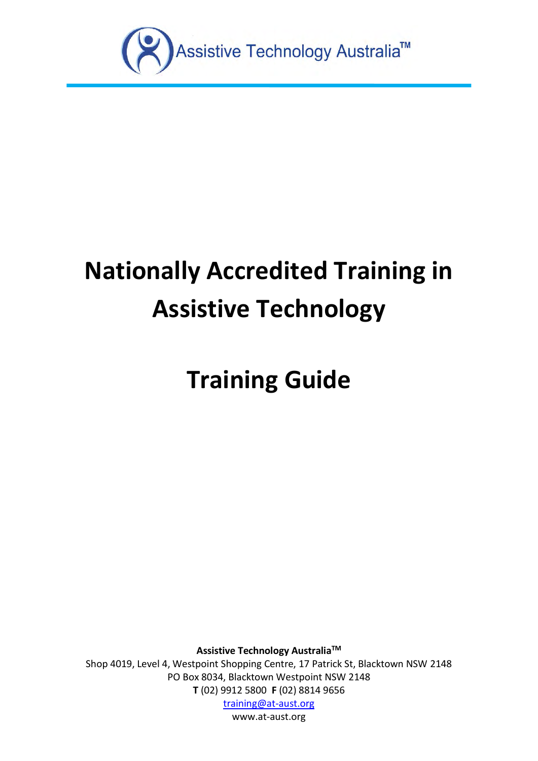Assistive Technology Australia™

# Nationally Accredited Training in Assistive Technology

# Training Guide

**Assistive Technology Australia™**
Shop 4019, Level 4, Westpoint Shopping Centre, 17 Patrick St, Blacktown NSW 2148
PO Box 8034, Blacktown Westpoint NSW 2148
**T** (02) 9912 5800 **F** (02) 8814 9656
training@at-aust.org
www.at-aust.org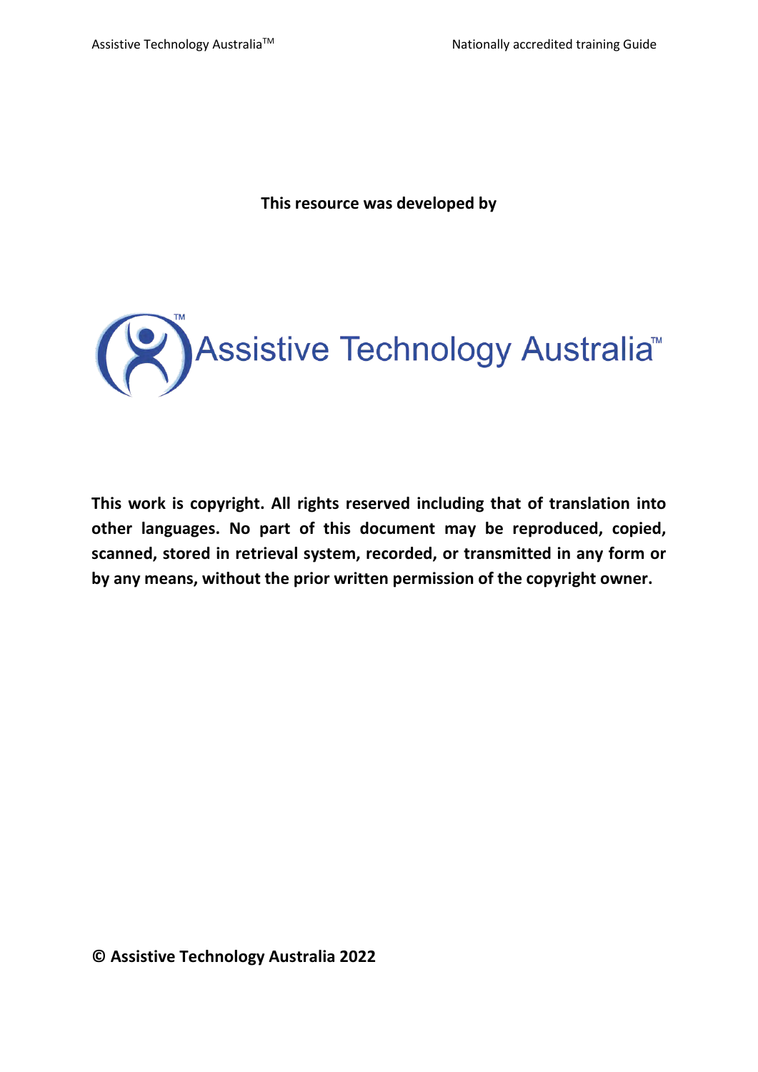**This resource was developed by**

Assistive Technology Australia™

**This work is copyright. All rights reserved including that of translation into other languages. No part of this document may be reproduced, copied, scanned, stored in retrieval system, recorded, or transmitted in any form or by any means, without the prior written permission of the copyright owner.**

**© Assistive Technology Australia 2022**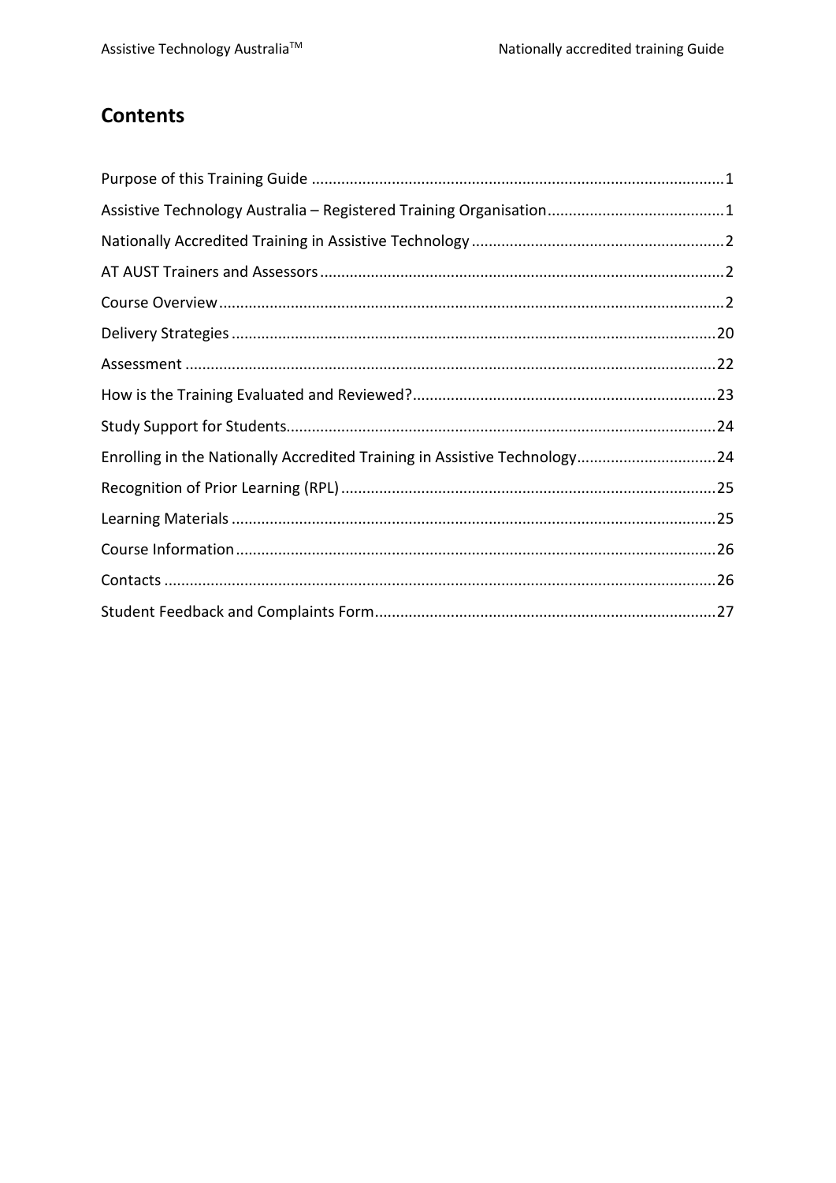## Contents

Purpose of this Training Guide .......... 1

Assistive Technology Australia – Registered Training Organisation .......... 1

Nationally Accredited Training in Assistive Technology .......... 2

AT AUST Trainers and Assessors .......... 2

Course Overview .......... 2

Delivery Strategies .......... 20

Assessment .......... 22

How is the Training Evaluated and Reviewed? .......... 23

Study Support for Students .......... 24

Enrolling in the Nationally Accredited Training in Assistive Technology .......... 24

Recognition of Prior Learning (RPL) .......... 25

Learning Materials .......... 25

Course Information .......... 26

Contacts .......... 26

Student Feedback and Complaints Form .......... 27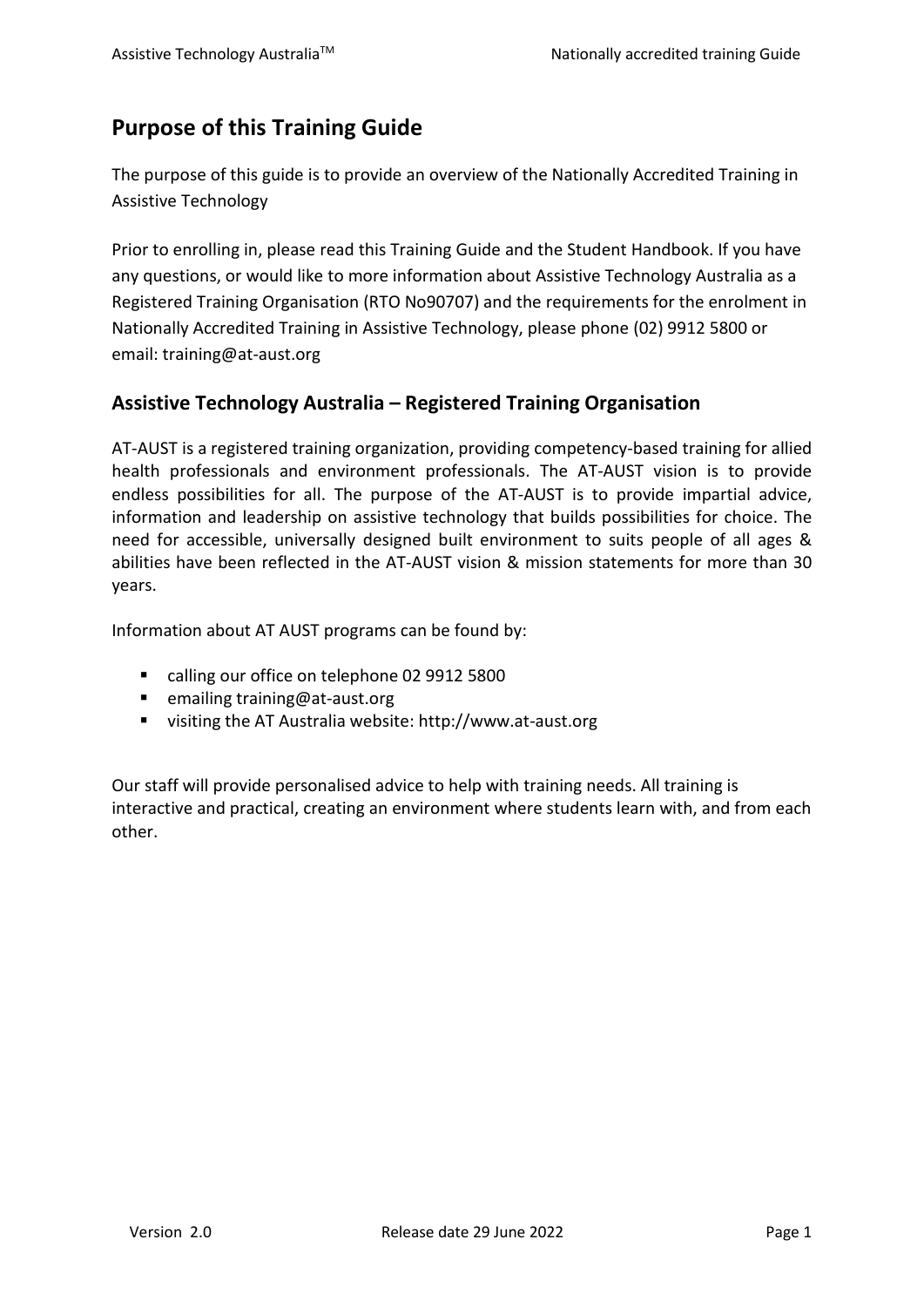## Purpose of this Training Guide

The purpose of this guide is to provide an overview of the Nationally Accredited Training in Assistive Technology

Prior to enrolling in, please read this Training Guide and the Student Handbook. If you have any questions, or would like to more information about Assistive Technology Australia as a Registered Training Organisation (RTO No90707) and the requirements for the enrolment in Nationally Accredited Training in Assistive Technology, please phone (02) 9912 5800 or email: training@at-aust.org

## Assistive Technology Australia – Registered Training Organisation

AT-AUST is a registered training organization, providing competency-based training for allied health professionals and environment professionals. The AT-AUST vision is to provide endless possibilities for all. The purpose of the AT-AUST is to provide impartial advice, information and leadership on assistive technology that builds possibilities for choice. The need for accessible, universally designed built environment to suits people of all ages & abilities have been reflected in the AT-AUST vision & mission statements for more than 30 years.

Information about AT AUST programs can be found by:

- calling our office on telephone 02 9912 5800
- emailing training@at-aust.org
- visiting the AT Australia website: http://www.at-aust.org

Our staff will provide personalised advice to help with training needs. All training is interactive and practical, creating an environment where students learn with, and from each other.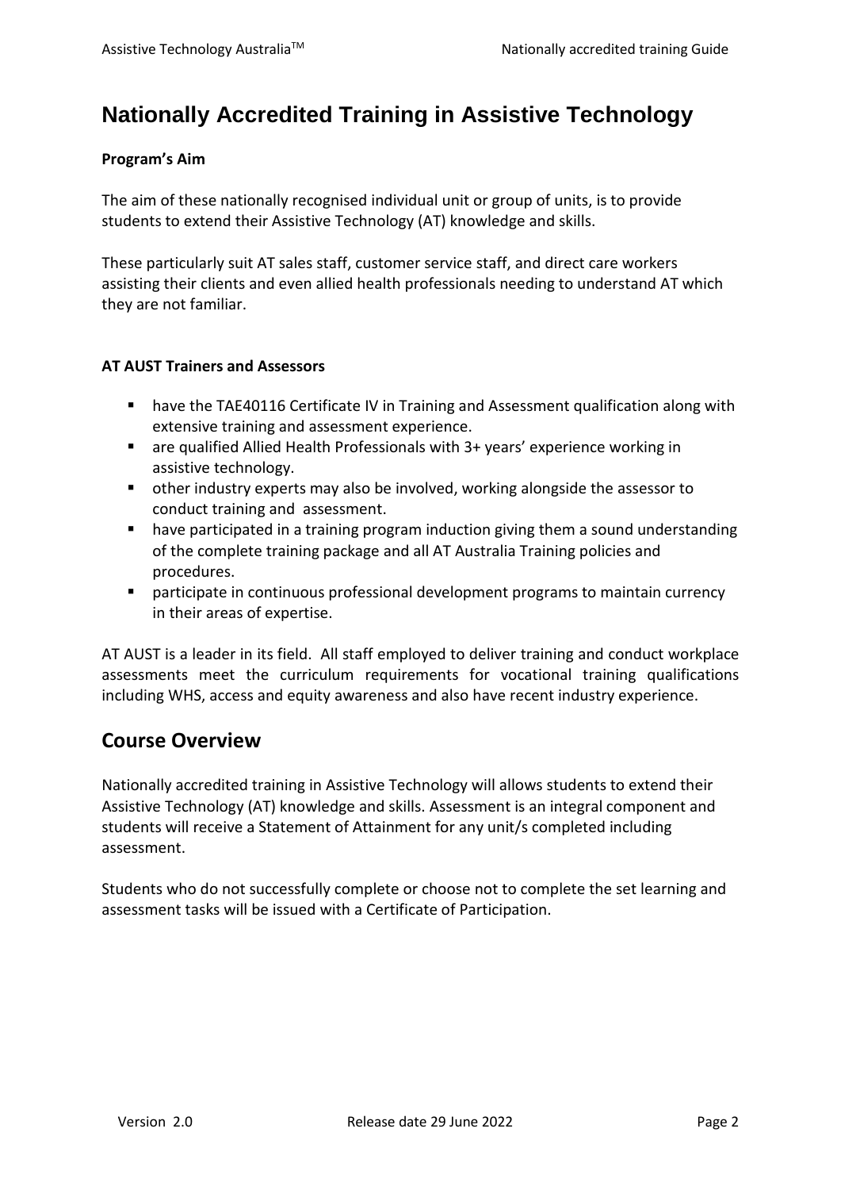# Nationally Accredited Training in Assistive Technology

**Program's Aim**

The aim of these nationally recognised individual unit or group of units, is to provide students to extend their Assistive Technology (AT) knowledge and skills.

These particularly suit AT sales staff, customer service staff, and direct care workers assisting their clients and even allied health professionals needing to understand AT which they are not familiar.

**AT AUST Trainers and Assessors**

- have the TAE40116 Certificate IV in Training and Assessment qualification along with extensive training and assessment experience.
- are qualified Allied Health Professionals with 3+ years' experience working in assistive technology.
- other industry experts may also be involved, working alongside the assessor to conduct training and assessment.
- have participated in a training program induction giving them a sound understanding of the complete training package and all AT Australia Training policies and procedures.
- participate in continuous professional development programs to maintain currency in their areas of expertise.

AT AUST is a leader in its field. All staff employed to deliver training and conduct workplace assessments meet the curriculum requirements for vocational training qualifications including WHS, access and equity awareness and also have recent industry experience.

## Course Overview

Nationally accredited training in Assistive Technology will allows students to extend their Assistive Technology (AT) knowledge and skills. Assessment is an integral component and students will receive a Statement of Attainment for any unit/s completed including assessment.

Students who do not successfully complete or choose not to complete the set learning and assessment tasks will be issued with a Certificate of Participation.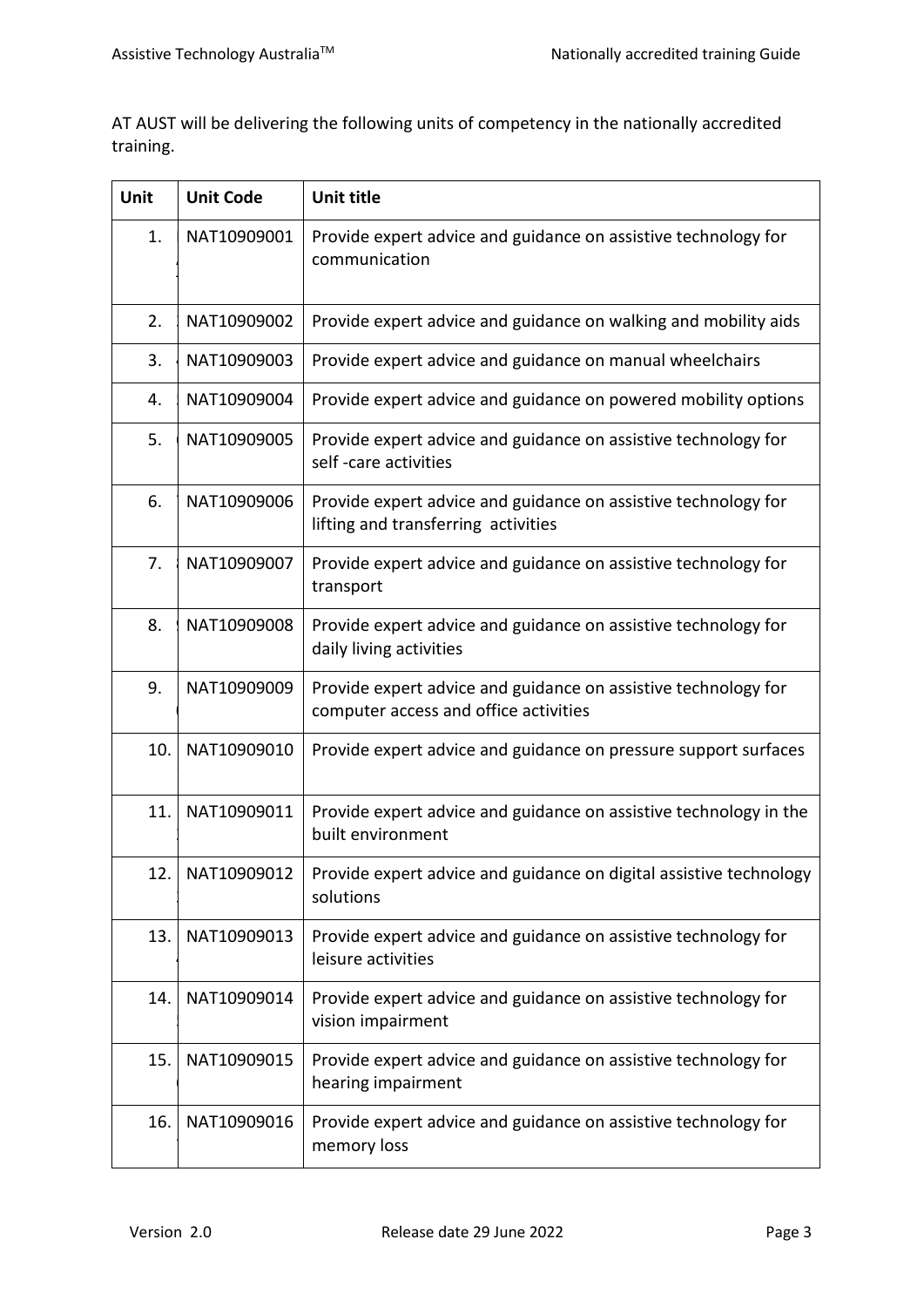AT AUST will be delivering the following units of competency in the nationally accredited training.

| Unit | Unit Code | Unit title |
|---|---|---|
| 1. | NAT10909001 | Provide expert advice and guidance on assistive technology for communication |
| 2. | NAT10909002 | Provide expert advice and guidance on walking and mobility aids |
| 3. | NAT10909003 | Provide expert advice and guidance on manual wheelchairs |
| 4. | NAT10909004 | Provide expert advice and guidance on powered mobility options |
| 5. | NAT10909005 | Provide expert advice and guidance on assistive technology for self -care activities |
| 6. | NAT10909006 | Provide expert advice and guidance on assistive technology for lifting and transferring activities |
| 7. | NAT10909007 | Provide expert advice and guidance on assistive technology for transport |
| 8. | NAT10909008 | Provide expert advice and guidance on assistive technology for daily living activities |
| 9. | NAT10909009 | Provide expert advice and guidance on assistive technology for computer access and office activities |
| 10. | NAT10909010 | Provide expert advice and guidance on pressure support surfaces |
| 11. | NAT10909011 | Provide expert advice and guidance on assistive technology in the built environment |
| 12. | NAT10909012 | Provide expert advice and guidance on digital assistive technology solutions |
| 13. | NAT10909013 | Provide expert advice and guidance on assistive technology for leisure activities |
| 14. | NAT10909014 | Provide expert advice and guidance on assistive technology for vision impairment |
| 15. | NAT10909015 | Provide expert advice and guidance on assistive technology for hearing impairment |
| 16. | NAT10909016 | Provide expert advice and guidance on assistive technology for memory loss |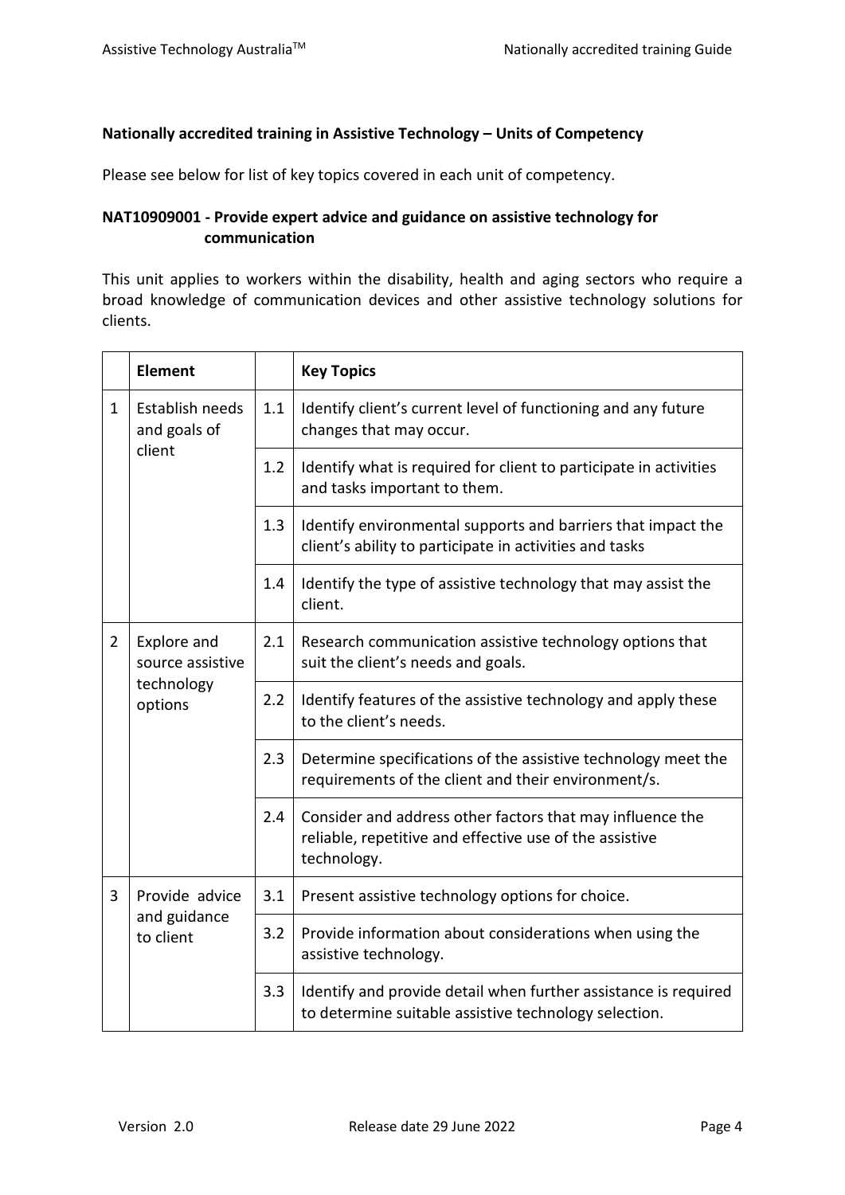**Nationally accredited training in Assistive Technology – Units of Competency**

Please see below for list of key topics covered in each unit of competency.

**NAT10909001 - Provide expert advice and guidance on assistive technology for communication**

This unit applies to workers within the disability, health and aging sectors who require a broad knowledge of communication devices and other assistive technology solutions for clients.

| | **Element** | | **Key Topics** |
|---|---|---|---|
| 1 | Establish needs and goals of client | 1.1 | Identify client's current level of functioning and any future changes that may occur. |
| | | 1.2 | Identify what is required for client to participate in activities and tasks important to them. |
| | | 1.3 | Identify environmental supports and barriers that impact the client's ability to participate in activities and tasks |
| | | 1.4 | Identify the type of assistive technology that may assist the client. |
| 2 | Explore and source assistive technology options | 2.1 | Research communication assistive technology options that suit the client's needs and goals. |
| | | 2.2 | Identify features of the assistive technology and apply these to the client's needs. |
| | | 2.3 | Determine specifications of the assistive technology meet the requirements of the client and their environment/s. |
| | | 2.4 | Consider and address other factors that may influence the reliable, repetitive and effective use of the assistive technology. |
| 3 | Provide advice and guidance to client | 3.1 | Present assistive technology options for choice. |
| | | 3.2 | Provide information about considerations when using the assistive technology. |
| | | 3.3 | Identify and provide detail when further assistance is required to determine suitable assistive technology selection. |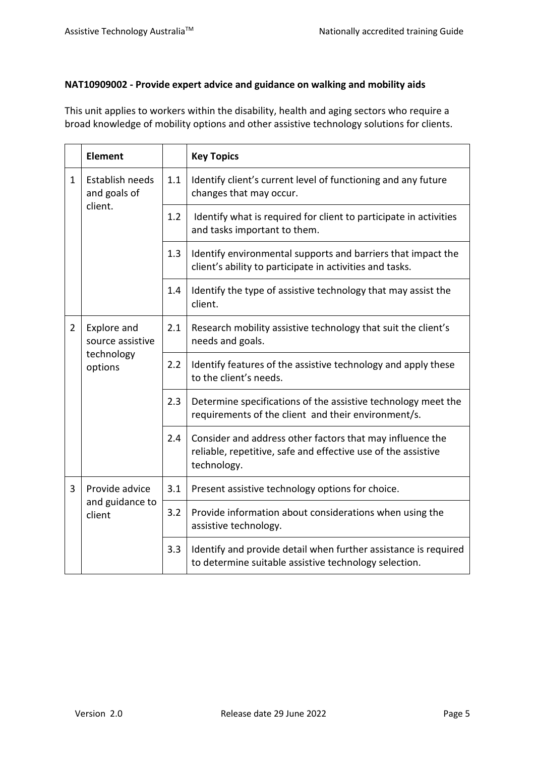**NAT10909002 - Provide expert advice and guidance on walking and mobility aids**

This unit applies to workers within the disability, health and aging sectors who require a broad knowledge of mobility options and other assistive technology solutions for clients.

| | Element | | Key Topics |
|---|---|---|---|
| 1 | Establish needs and goals of client. | 1.1 | Identify client's current level of functioning and any future changes that may occur. |
| | | 1.2 | Identify what is required for client to participate in activities and tasks important to them. |
| | | 1.3 | Identify environmental supports and barriers that impact the client's ability to participate in activities and tasks. |
| | | 1.4 | Identify the type of assistive technology that may assist the client. |
| 2 | Explore and source assistive technology options | 2.1 | Research mobility assistive technology that suit the client's needs and goals. |
| | | 2.2 | Identify features of the assistive technology and apply these to the client's needs. |
| | | 2.3 | Determine specifications of the assistive technology meet the requirements of the client and their environment/s. |
| | | 2.4 | Consider and address other factors that may influence the reliable, repetitive, safe and effective use of the assistive technology. |
| 3 | Provide advice and guidance to client | 3.1 | Present assistive technology options for choice. |
| | | 3.2 | Provide information about considerations when using the assistive technology. |
| | | 3.3 | Identify and provide detail when further assistance is required to determine suitable assistive technology selection. |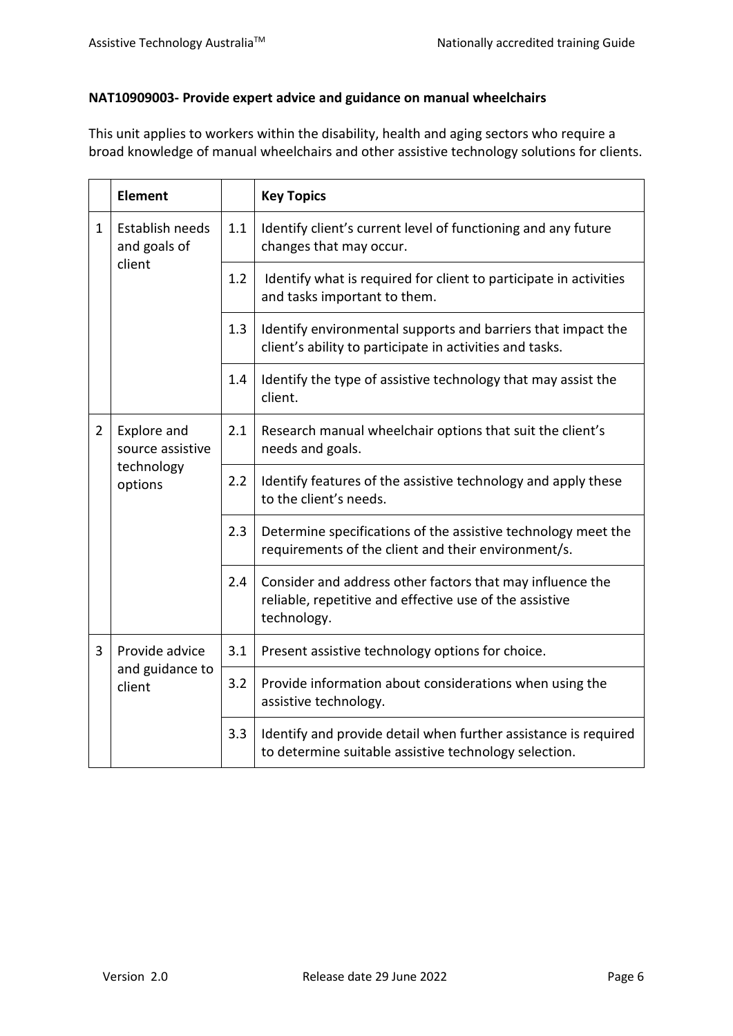**NAT10909003- Provide expert advice and guidance on manual wheelchairs**

This unit applies to workers within the disability, health and aging sectors who require a broad knowledge of manual wheelchairs and other assistive technology solutions for clients.

| | **Element** | | **Key Topics** |
|---|---|---|---|
| 1 | Establish needs and goals of client | 1.1 | Identify client's current level of functioning and any future changes that may occur. |
| | | 1.2 | Identify what is required for client to participate in activities and tasks important to them. |
| | | 1.3 | Identify environmental supports and barriers that impact the client's ability to participate in activities and tasks. |
| | | 1.4 | Identify the type of assistive technology that may assist the client. |
| 2 | Explore and source assistive technology options | 2.1 | Research manual wheelchair options that suit the client's needs and goals. |
| | | 2.2 | Identify features of the assistive technology and apply these to the client's needs. |
| | | 2.3 | Determine specifications of the assistive technology meet the requirements of the client and their environment/s. |
| | | 2.4 | Consider and address other factors that may influence the reliable, repetitive and effective use of the assistive technology. |
| 3 | Provide advice and guidance to client | 3.1 | Present assistive technology options for choice. |
| | | 3.2 | Provide information about considerations when using the assistive technology. |
| | | 3.3 | Identify and provide detail when further assistance is required to determine suitable assistive technology selection. |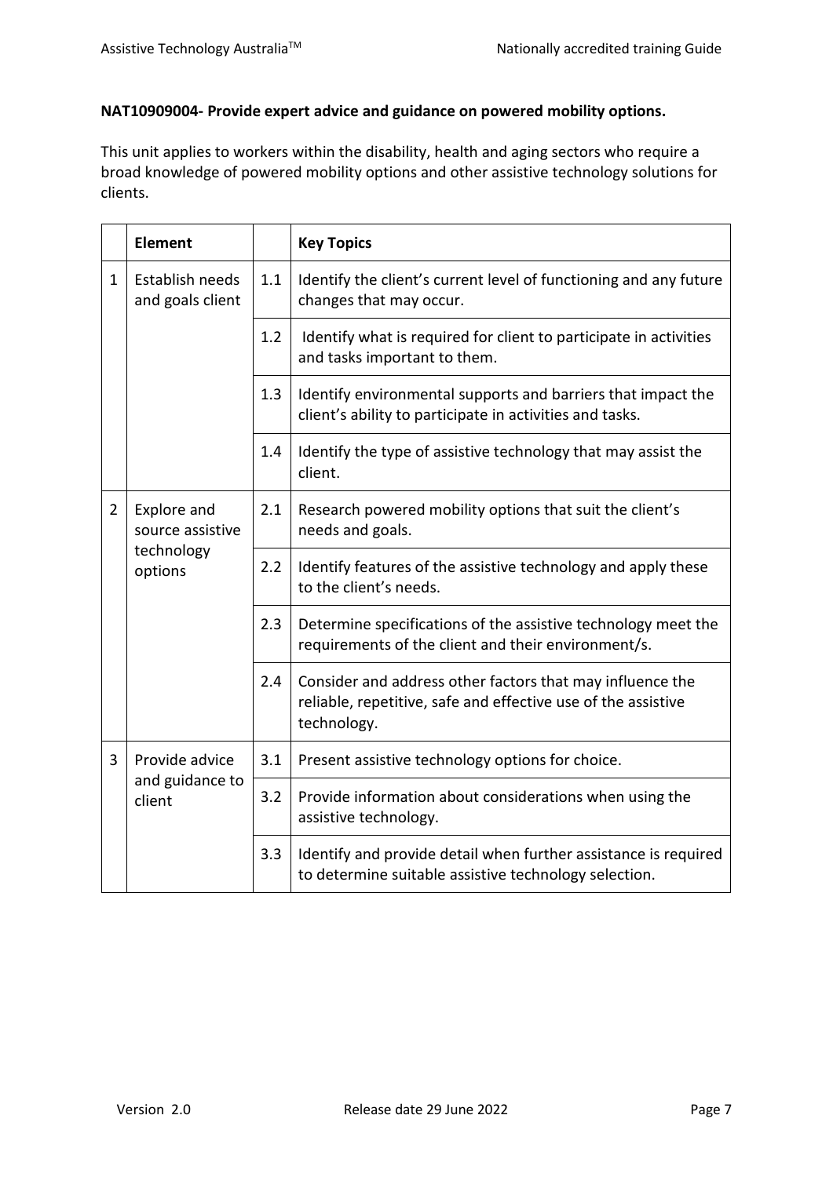**NAT10909004- Provide expert advice and guidance on powered mobility options.**

This unit applies to workers within the disability, health and aging sectors who require a broad knowledge of powered mobility options and other assistive technology solutions for clients.

| | Element | | Key Topics |
|---|---|---|---|
| 1 | Establish needs and goals client | 1.1 | Identify the client's current level of functioning and any future changes that may occur. |
| | | 1.2 | Identify what is required for client to participate in activities and tasks important to them. |
| | | 1.3 | Identify environmental supports and barriers that impact the client's ability to participate in activities and tasks. |
| | | 1.4 | Identify the type of assistive technology that may assist the client. |
| 2 | Explore and source assistive technology options | 2.1 | Research powered mobility options that suit the client's needs and goals. |
| | | 2.2 | Identify features of the assistive technology and apply these to the client's needs. |
| | | 2.3 | Determine specifications of the assistive technology meet the requirements of the client and their environment/s. |
| | | 2.4 | Consider and address other factors that may influence the reliable, repetitive, safe and effective use of the assistive technology. |
| 3 | Provide advice and guidance to client | 3.1 | Present assistive technology options for choice. |
| | | 3.2 | Provide information about considerations when using the assistive technology. |
| | | 3.3 | Identify and provide detail when further assistance is required to determine suitable assistive technology selection. |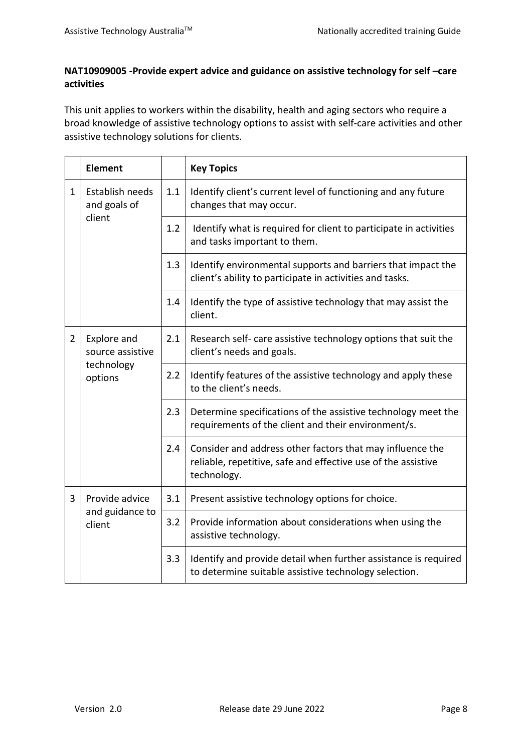**NAT10909005 -Provide expert advice and guidance on assistive technology for self –care activities**

This unit applies to workers within the disability, health and aging sectors who require a broad knowledge of assistive technology options to assist with self-care activities and other assistive technology solutions for clients.

| | Element | | Key Topics |
|---|---|---|---|
| 1 | Establish needs and goals of client | 1.1 | Identify client's current level of functioning and any future changes that may occur. |
| | | 1.2 | Identify what is required for client to participate in activities and tasks important to them. |
| | | 1.3 | Identify environmental supports and barriers that impact the client's ability to participate in activities and tasks. |
| | | 1.4 | Identify the type of assistive technology that may assist the client. |
| 2 | Explore and source assistive technology options | 2.1 | Research self- care assistive technology options that suit the client's needs and goals. |
| | | 2.2 | Identify features of the assistive technology and apply these to the client's needs. |
| | | 2.3 | Determine specifications of the assistive technology meet the requirements of the client and their environment/s. |
| | | 2.4 | Consider and address other factors that may influence the reliable, repetitive, safe and effective use of the assistive technology. |
| 3 | Provide advice and guidance to client | 3.1 | Present assistive technology options for choice. |
| | | 3.2 | Provide information about considerations when using the assistive technology. |
| | | 3.3 | Identify and provide detail when further assistance is required to determine suitable assistive technology selection. |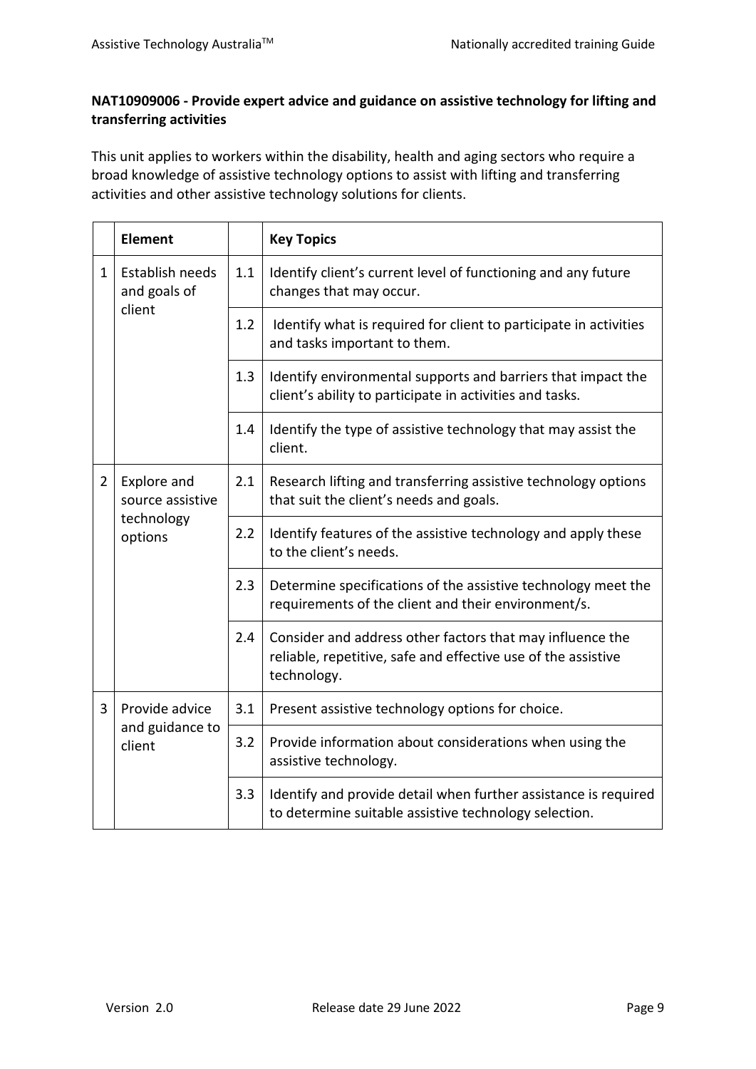**NAT10909006 - Provide expert advice and guidance on assistive technology for lifting and transferring activities**

This unit applies to workers within the disability, health and aging sectors who require a broad knowledge of assistive technology options to assist with lifting and transferring activities and other assistive technology solutions for clients.

| | Element | | Key Topics |
|---|---|---|---|
| 1 | Establish needs and goals of client | 1.1 | Identify client's current level of functioning and any future changes that may occur. |
| | | 1.2 | Identify what is required for client to participate in activities and tasks important to them. |
| | | 1.3 | Identify environmental supports and barriers that impact the client's ability to participate in activities and tasks. |
| | | 1.4 | Identify the type of assistive technology that may assist the client. |
| 2 | Explore and source assistive technology options | 2.1 | Research lifting and transferring assistive technology options that suit the client's needs and goals. |
| | | 2.2 | Identify features of the assistive technology and apply these to the client's needs. |
| | | 2.3 | Determine specifications of the assistive technology meet the requirements of the client and their environment/s. |
| | | 2.4 | Consider and address other factors that may influence the reliable, repetitive, safe and effective use of the assistive technology. |
| 3 | Provide advice and guidance to client | 3.1 | Present assistive technology options for choice. |
| | | 3.2 | Provide information about considerations when using the assistive technology. |
| | | 3.3 | Identify and provide detail when further assistance is required to determine suitable assistive technology selection. |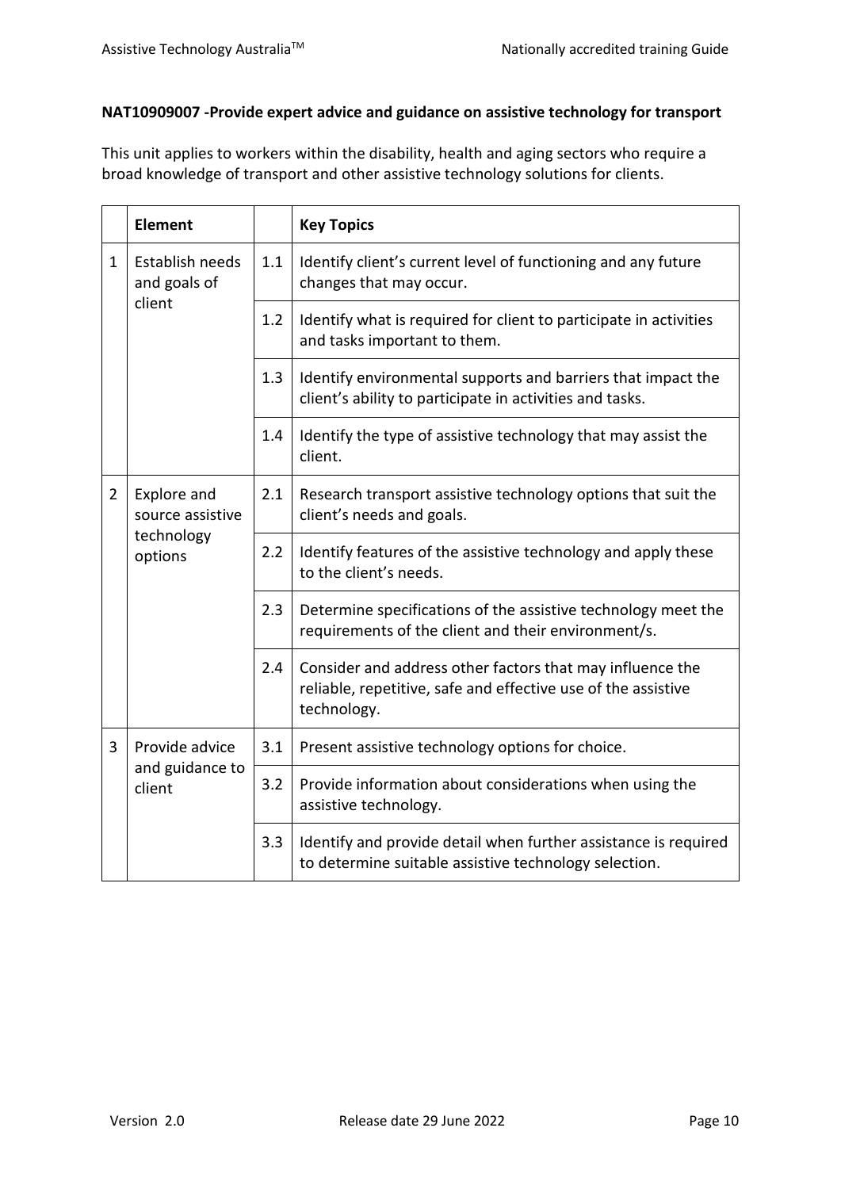**NAT10909007 -Provide expert advice and guidance on assistive technology for transport**

This unit applies to workers within the disability, health and aging sectors who require a broad knowledge of transport and other assistive technology solutions for clients.

| | Element | | Key Topics |
|---|---|---|---|
| 1 | Establish needs and goals of client | 1.1 | Identify client's current level of functioning and any future changes that may occur. |
| | | 1.2 | Identify what is required for client to participate in activities and tasks important to them. |
| | | 1.3 | Identify environmental supports and barriers that impact the client's ability to participate in activities and tasks. |
| | | 1.4 | Identify the type of assistive technology that may assist the client. |
| 2 | Explore and source assistive technology options | 2.1 | Research transport assistive technology options that suit the client's needs and goals. |
| | | 2.2 | Identify features of the assistive technology and apply these to the client's needs. |
| | | 2.3 | Determine specifications of the assistive technology meet the requirements of the client and their environment/s. |
| | | 2.4 | Consider and address other factors that may influence the reliable, repetitive, safe and effective use of the assistive technology. |
| 3 | Provide advice and guidance to client | 3.1 | Present assistive technology options for choice. |
| | | 3.2 | Provide information about considerations when using the assistive technology. |
| | | 3.3 | Identify and provide detail when further assistance is required to determine suitable assistive technology selection. |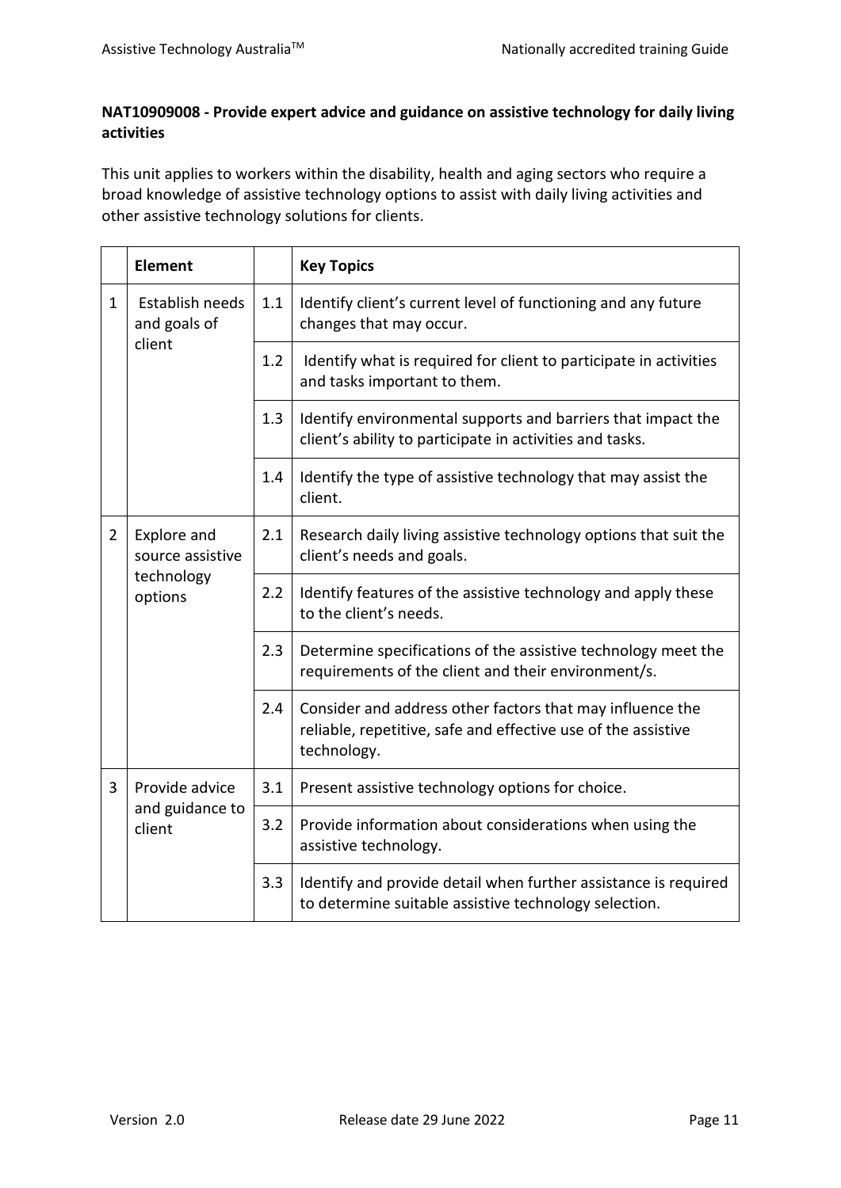**NAT10909008 - Provide expert advice and guidance on assistive technology for daily living activities**

This unit applies to workers within the disability, health and aging sectors who require a broad knowledge of assistive technology options to assist with daily living activities and other assistive technology solutions for clients.

| | Element | | Key Topics |
|---|---|---|---|
| 1 | Establish needs and goals of client | 1.1 | Identify client's current level of functioning and any future changes that may occur. |
| | | 1.2 | Identify what is required for client to participate in activities and tasks important to them. |
| | | 1.3 | Identify environmental supports and barriers that impact the client's ability to participate in activities and tasks. |
| | | 1.4 | Identify the type of assistive technology that may assist the client. |
| 2 | Explore and source assistive technology options | 2.1 | Research daily living assistive technology options that suit the client's needs and goals. |
| | | 2.2 | Identify features of the assistive technology and apply these to the client's needs. |
| | | 2.3 | Determine specifications of the assistive technology meet the requirements of the client and their environment/s. |
| | | 2.4 | Consider and address other factors that may influence the reliable, repetitive, safe and effective use of the assistive technology. |
| 3 | Provide advice and guidance to client | 3.1 | Present assistive technology options for choice. |
| | | 3.2 | Provide information about considerations when using the assistive technology. |
| | | 3.3 | Identify and provide detail when further assistance is required to determine suitable assistive technology selection. |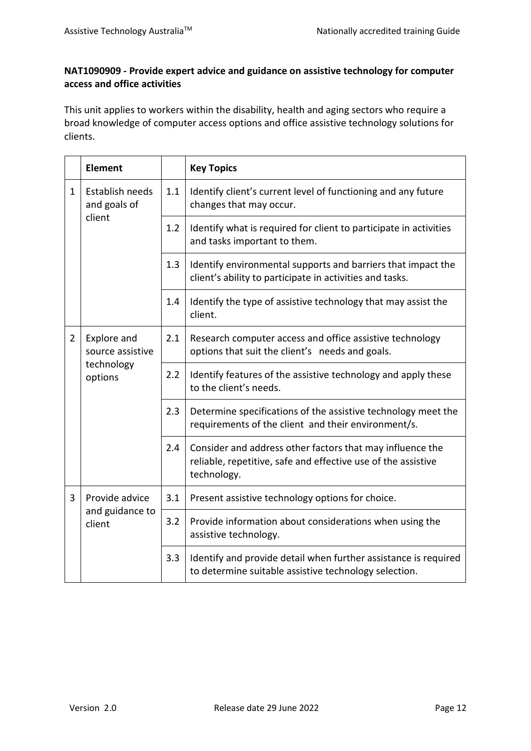**NAT1090909 - Provide expert advice and guidance on assistive technology for computer access and office activities**

This unit applies to workers within the disability, health and aging sectors who require a broad knowledge of computer access options and office assistive technology solutions for clients.

| | Element | | Key Topics |
|---|---|---|---|
| 1 | Establish needs and goals of client | 1.1 | Identify client's current level of functioning and any future changes that may occur. |
| | | 1.2 | Identify what is required for client to participate in activities and tasks important to them. |
| | | 1.3 | Identify environmental supports and barriers that impact the client's ability to participate in activities and tasks. |
| | | 1.4 | Identify the type of assistive technology that may assist the client. |
| 2 | Explore and source assistive technology options | 2.1 | Research computer access and office assistive technology options that suit the client's needs and goals. |
| | | 2.2 | Identify features of the assistive technology and apply these to the client's needs. |
| | | 2.3 | Determine specifications of the assistive technology meet the requirements of the client and their environment/s. |
| | | 2.4 | Consider and address other factors that may influence the reliable, repetitive, safe and effective use of the assistive technology. |
| 3 | Provide advice and guidance to client | 3.1 | Present assistive technology options for choice. |
| | | 3.2 | Provide information about considerations when using the assistive technology. |
| | | 3.3 | Identify and provide detail when further assistance is required to determine suitable assistive technology selection. |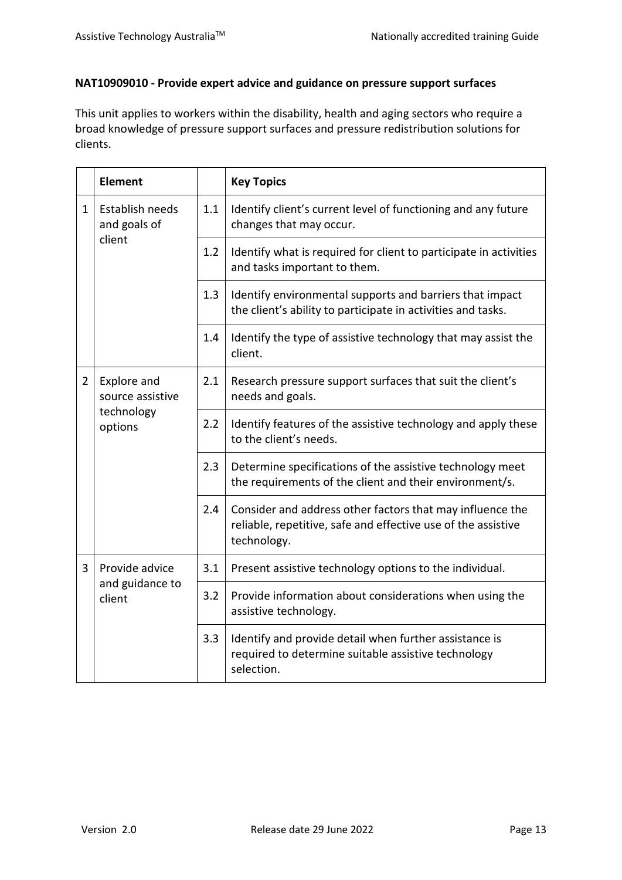**NAT10909010 - Provide expert advice and guidance on pressure support surfaces**

This unit applies to workers within the disability, health and aging sectors who require a broad knowledge of pressure support surfaces and pressure redistribution solutions for clients.

| | Element | | Key Topics |
|---|---|---|---|
| 1 | Establish needs and goals of client | 1.1 | Identify client's current level of functioning and any future changes that may occur. |
| | | 1.2 | Identify what is required for client to participate in activities and tasks important to them. |
| | | 1.3 | Identify environmental supports and barriers that impact the client's ability to participate in activities and tasks. |
| | | 1.4 | Identify the type of assistive technology that may assist the client. |
| 2 | Explore and source assistive technology options | 2.1 | Research pressure support surfaces that suit the client's needs and goals. |
| | | 2.2 | Identify features of the assistive technology and apply these to the client's needs. |
| | | 2.3 | Determine specifications of the assistive technology meet the requirements of the client and their environment/s. |
| | | 2.4 | Consider and address other factors that may influence the reliable, repetitive, safe and effective use of the assistive technology. |
| 3 | Provide advice and guidance to client | 3.1 | Present assistive technology options to the individual. |
| | | 3.2 | Provide information about considerations when using the assistive technology. |
| | | 3.3 | Identify and provide detail when further assistance is required to determine suitable assistive technology selection. |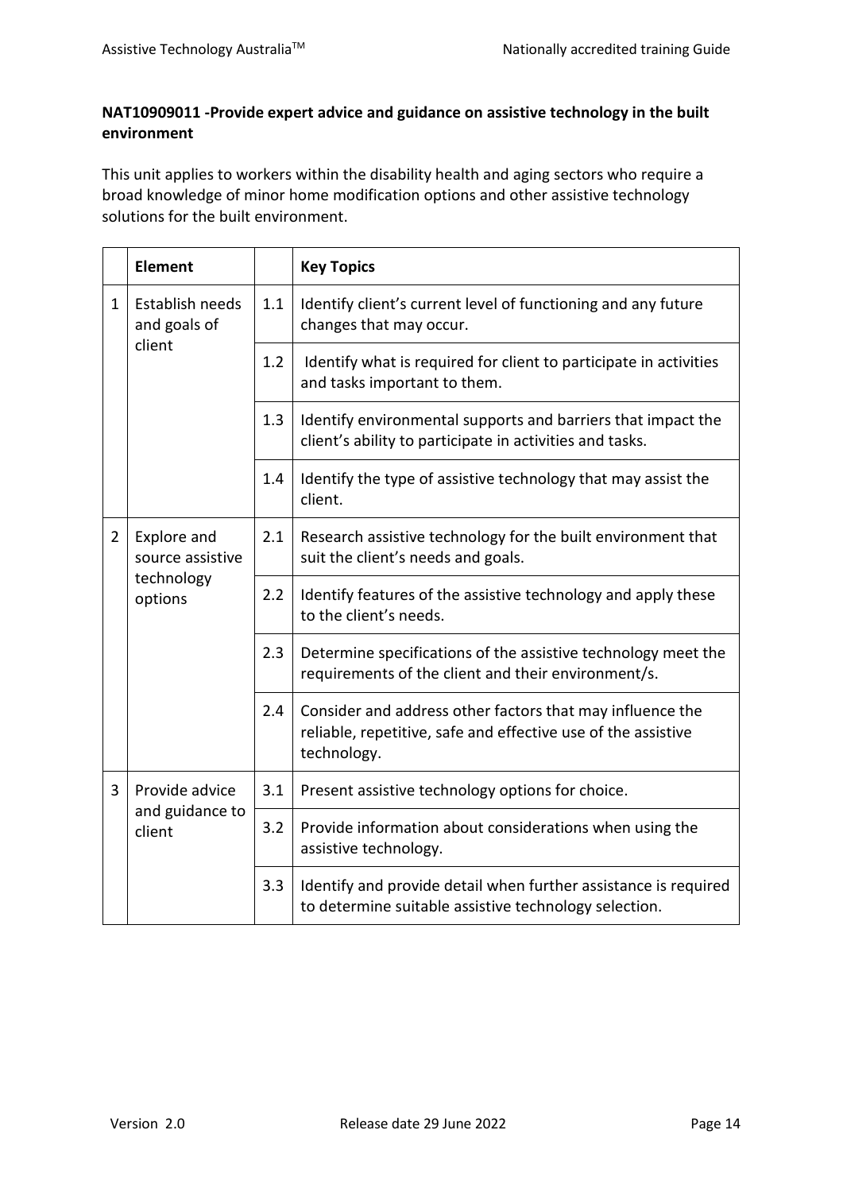**NAT10909011 -Provide expert advice and guidance on assistive technology in the built environment**

This unit applies to workers within the disability health and aging sectors who require a broad knowledge of minor home modification options and other assistive technology solutions for the built environment.

| | Element | | Key Topics |
|---|---|---|---|
| 1 | Establish needs and goals of client | 1.1 | Identify client's current level of functioning and any future changes that may occur. |
| | | 1.2 | Identify what is required for client to participate in activities and tasks important to them. |
| | | 1.3 | Identify environmental supports and barriers that impact the client's ability to participate in activities and tasks. |
| | | 1.4 | Identify the type of assistive technology that may assist the client. |
| 2 | Explore and source assistive technology options | 2.1 | Research assistive technology for the built environment that suit the client's needs and goals. |
| | | 2.2 | Identify features of the assistive technology and apply these to the client's needs. |
| | | 2.3 | Determine specifications of the assistive technology meet the requirements of the client and their environment/s. |
| | | 2.4 | Consider and address other factors that may influence the reliable, repetitive, safe and effective use of the assistive technology. |
| 3 | Provide advice and guidance to client | 3.1 | Present assistive technology options for choice. |
| | | 3.2 | Provide information about considerations when using the assistive technology. |
| | | 3.3 | Identify and provide detail when further assistance is required to determine suitable assistive technology selection. |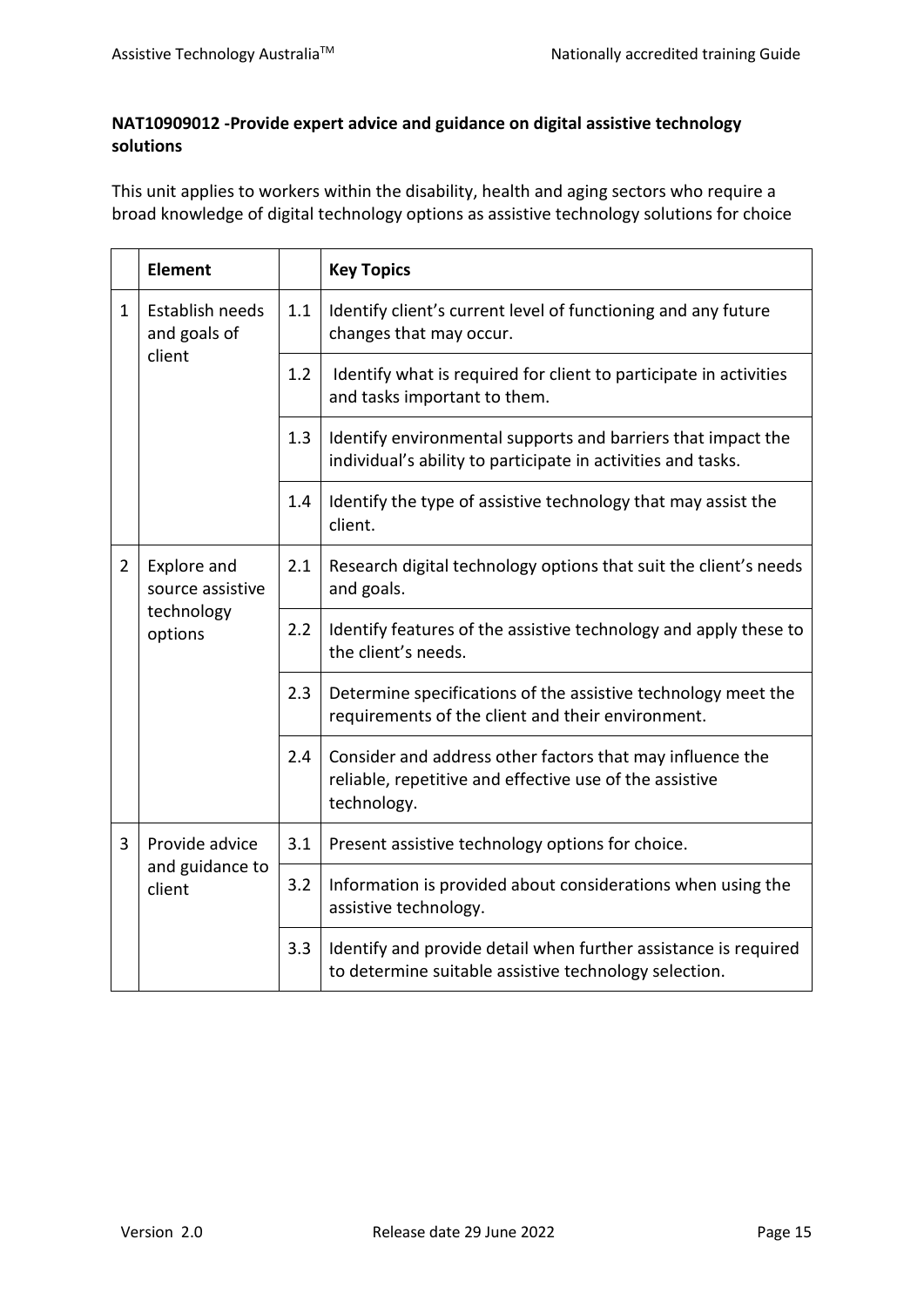**NAT10909012 -Provide expert advice and guidance on digital assistive technology solutions**

This unit applies to workers within the disability, health and aging sectors who require a broad knowledge of digital technology options as assistive technology solutions for choice

| | Element | | Key Topics |
|---|---|---|---|
| 1 | Establish needs and goals of client | 1.1 | Identify client's current level of functioning and any future changes that may occur. |
| | | 1.2 | Identify what is required for client to participate in activities and tasks important to them. |
| | | 1.3 | Identify environmental supports and barriers that impact the individual's ability to participate in activities and tasks. |
| | | 1.4 | Identify the type of assistive technology that may assist the client. |
| 2 | Explore and source assistive technology options | 2.1 | Research digital technology options that suit the client's needs and goals. |
| | | 2.2 | Identify features of the assistive technology and apply these to the client's needs. |
| | | 2.3 | Determine specifications of the assistive technology meet the requirements of the client and their environment. |
| | | 2.4 | Consider and address other factors that may influence the reliable, repetitive and effective use of the assistive technology. |
| 3 | Provide advice and guidance to client | 3.1 | Present assistive technology options for choice. |
| | | 3.2 | Information is provided about considerations when using the assistive technology. |
| | | 3.3 | Identify and provide detail when further assistance is required to determine suitable assistive technology selection. |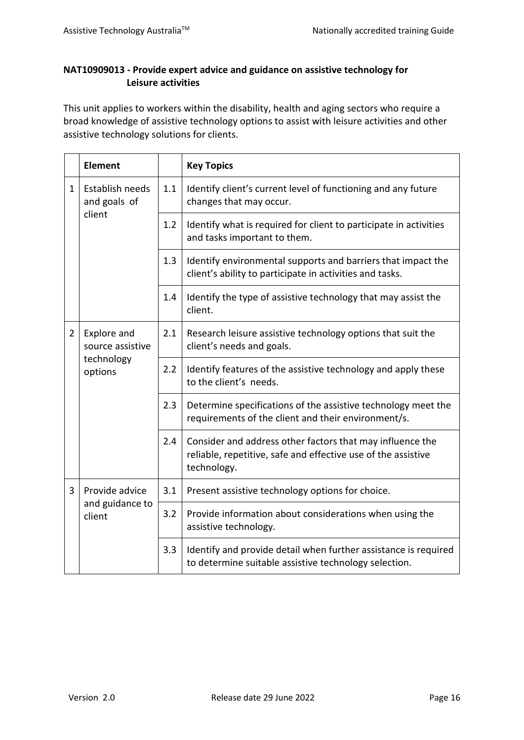**NAT10909013 - Provide expert advice and guidance on assistive technology for Leisure activities**

This unit applies to workers within the disability, health and aging sectors who require a broad knowledge of assistive technology options to assist with leisure activities and other assistive technology solutions for clients.

| | Element | | Key Topics |
|---|---|---|---|
| 1 | Establish needs and goals of client | 1.1 | Identify client's current level of functioning and any future changes that may occur. |
| | | 1.2 | Identify what is required for client to participate in activities and tasks important to them. |
| | | 1.3 | Identify environmental supports and barriers that impact the client's ability to participate in activities and tasks. |
| | | 1.4 | Identify the type of assistive technology that may assist the client. |
| 2 | Explore and source assistive technology options | 2.1 | Research leisure assistive technology options that suit the client's needs and goals. |
| | | 2.2 | Identify features of the assistive technology and apply these to the client's needs. |
| | | 2.3 | Determine specifications of the assistive technology meet the requirements of the client and their environment/s. |
| | | 2.4 | Consider and address other factors that may influence the reliable, repetitive, safe and effective use of the assistive technology. |
| 3 | Provide advice and guidance to client | 3.1 | Present assistive technology options for choice. |
| | | 3.2 | Provide information about considerations when using the assistive technology. |
| | | 3.3 | Identify and provide detail when further assistance is required to determine suitable assistive technology selection. |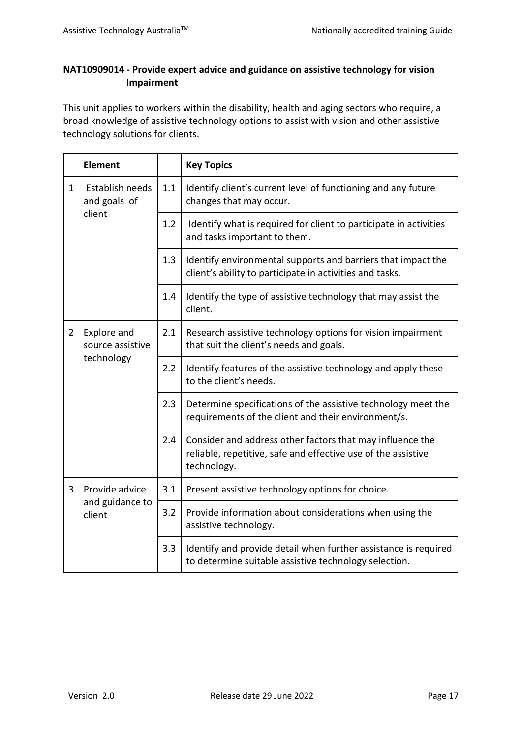### NAT10909014 - Provide expert advice and guidance on assistive technology for vision Impairment

This unit applies to workers within the disability, health and aging sectors who require, a broad knowledge of assistive technology options to assist with vision and other assistive technology solutions for clients.

| | Element | | Key Topics |
|---|---|---|---|
| 1 | Establish needs and goals of client | 1.1 | Identify client's current level of functioning and any future changes that may occur. |
| | | 1.2 | Identify what is required for client to participate in activities and tasks important to them. |
| | | 1.3 | Identify environmental supports and barriers that impact the client's ability to participate in activities and tasks. |
| | | 1.4 | Identify the type of assistive technology that may assist the client. |
| 2 | Explore and source assistive technology | 2.1 | Research assistive technology options for vision impairment that suit the client's needs and goals. |
| | | 2.2 | Identify features of the assistive technology and apply these to the client's needs. |
| | | 2.3 | Determine specifications of the assistive technology meet the requirements of the client and their environment/s. |
| | | 2.4 | Consider and address other factors that may influence the reliable, repetitive, safe and effective use of the assistive technology. |
| 3 | Provide advice and guidance to client | 3.1 | Present assistive technology options for choice. |
| | | 3.2 | Provide information about considerations when using the assistive technology. |
| | | 3.3 | Identify and provide detail when further assistance is required to determine suitable assistive technology selection. |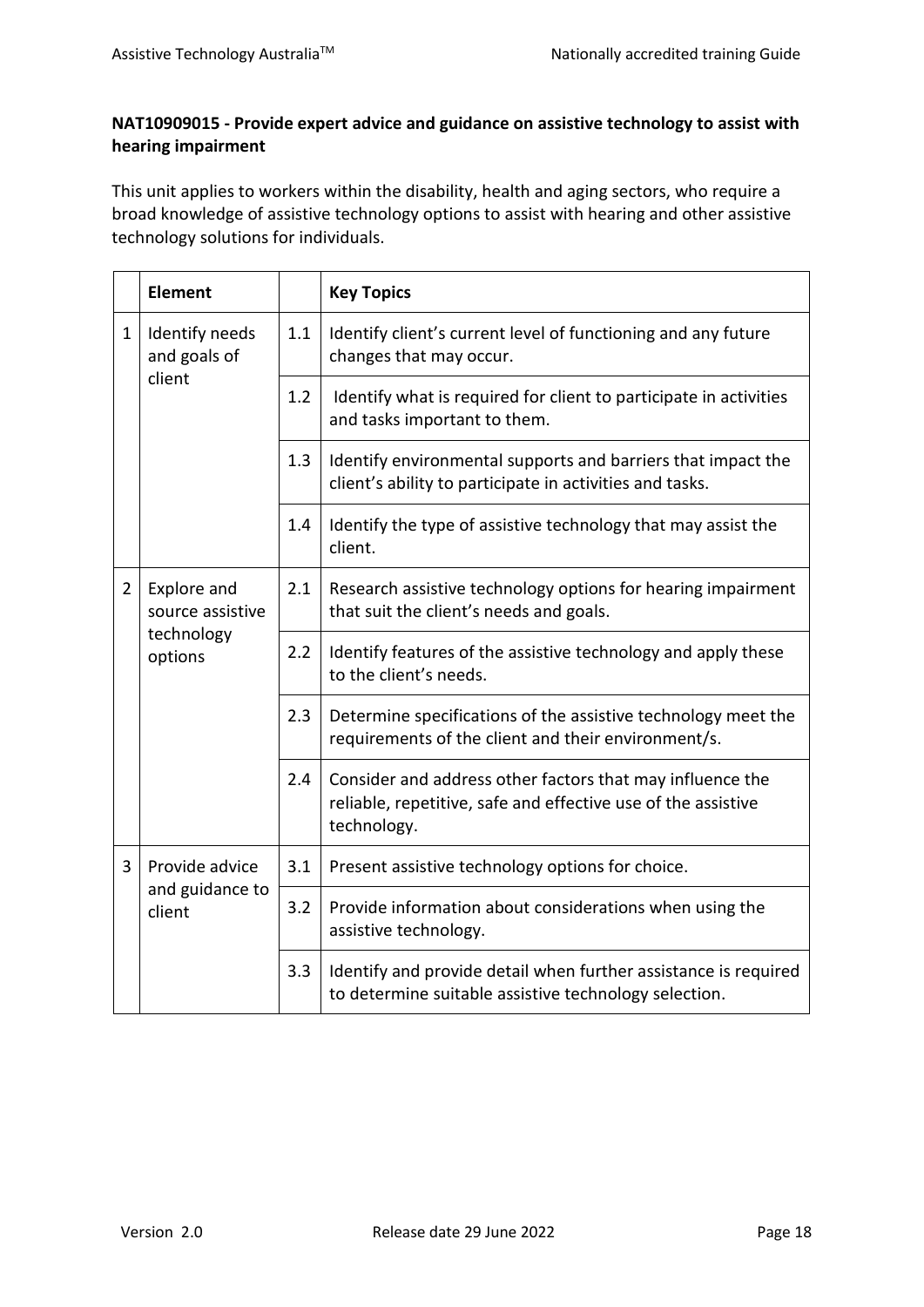**NAT10909015 - Provide expert advice and guidance on assistive technology to assist with hearing impairment**

This unit applies to workers within the disability, health and aging sectors, who require a broad knowledge of assistive technology options to assist with hearing and other assistive technology solutions for individuals.

| | Element | | Key Topics |
|---|---|---|---|
| 1 | Identify needs and goals of client | 1.1 | Identify client's current level of functioning and any future changes that may occur. |
| | | 1.2 | Identify what is required for client to participate in activities and tasks important to them. |
| | | 1.3 | Identify environmental supports and barriers that impact the client's ability to participate in activities and tasks. |
| | | 1.4 | Identify the type of assistive technology that may assist the client. |
| 2 | Explore and source assistive technology options | 2.1 | Research assistive technology options for hearing impairment that suit the client's needs and goals. |
| | | 2.2 | Identify features of the assistive technology and apply these to the client's needs. |
| | | 2.3 | Determine specifications of the assistive technology meet the requirements of the client and their environment/s. |
| | | 2.4 | Consider and address other factors that may influence the reliable, repetitive, safe and effective use of the assistive technology. |
| 3 | Provide advice and guidance to client | 3.1 | Present assistive technology options for choice. |
| | | 3.2 | Provide information about considerations when using the assistive technology. |
| | | 3.3 | Identify and provide detail when further assistance is required to determine suitable assistive technology selection. |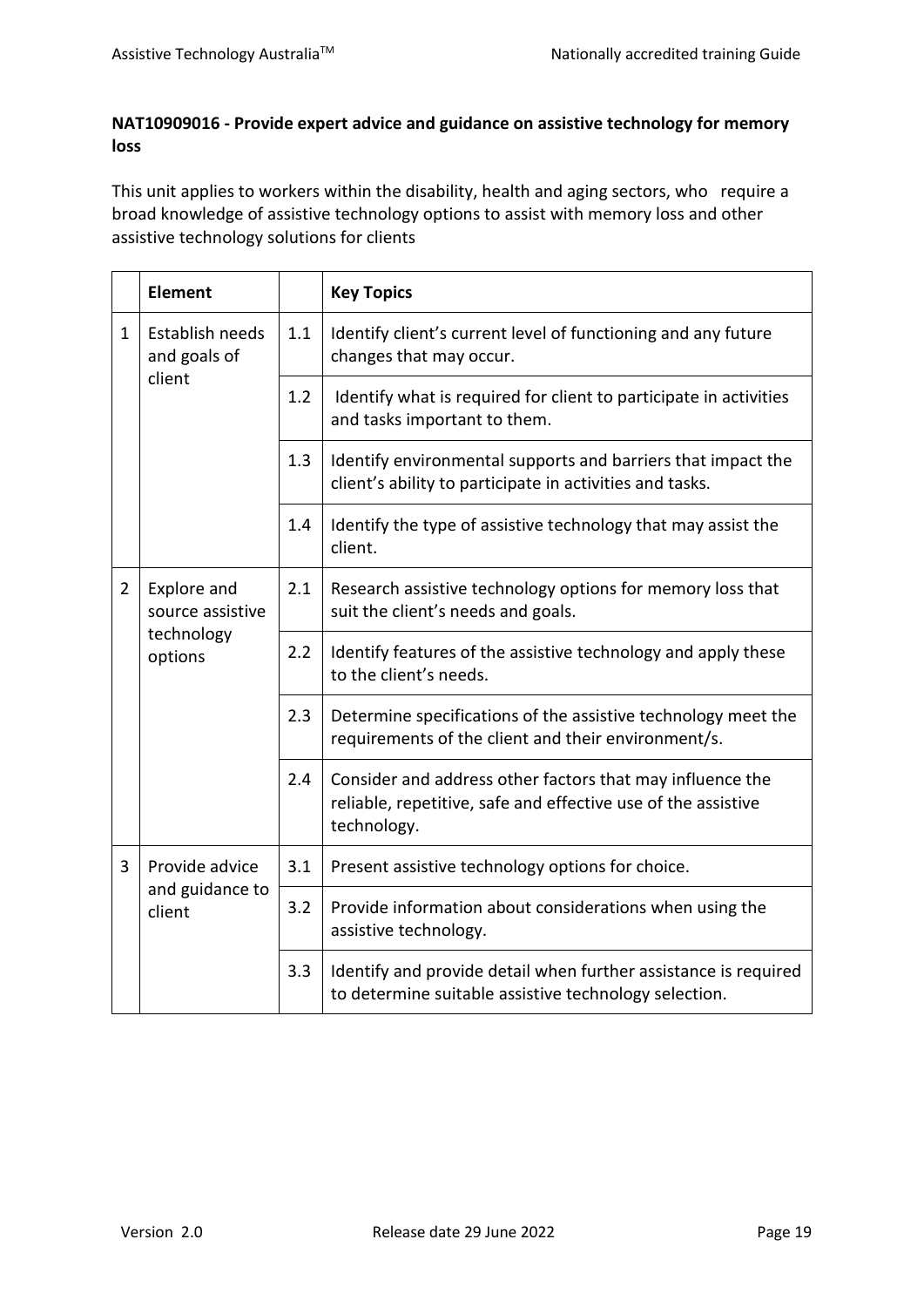**NAT10909016 - Provide expert advice and guidance on assistive technology for memory loss**

This unit applies to workers within the disability, health and aging sectors, who require a broad knowledge of assistive technology options to assist with memory loss and other assistive technology solutions for clients

| | Element | | Key Topics |
|---|---|---|---|
| 1 | Establish needs and goals of client | 1.1 | Identify client's current level of functioning and any future changes that may occur. |
| | | 1.2 | Identify what is required for client to participate in activities and tasks important to them. |
| | | 1.3 | Identify environmental supports and barriers that impact the client's ability to participate in activities and tasks. |
| | | 1.4 | Identify the type of assistive technology that may assist the client. |
| 2 | Explore and source assistive technology options | 2.1 | Research assistive technology options for memory loss that suit the client's needs and goals. |
| | | 2.2 | Identify features of the assistive technology and apply these to the client's needs. |
| | | 2.3 | Determine specifications of the assistive technology meet the requirements of the client and their environment/s. |
| | | 2.4 | Consider and address other factors that may influence the reliable, repetitive, safe and effective use of the assistive technology. |
| 3 | Provide advice and guidance to client | 3.1 | Present assistive technology options for choice. |
| | | 3.2 | Provide information about considerations when using the assistive technology. |
| | | 3.3 | Identify and provide detail when further assistance is required to determine suitable assistive technology selection. |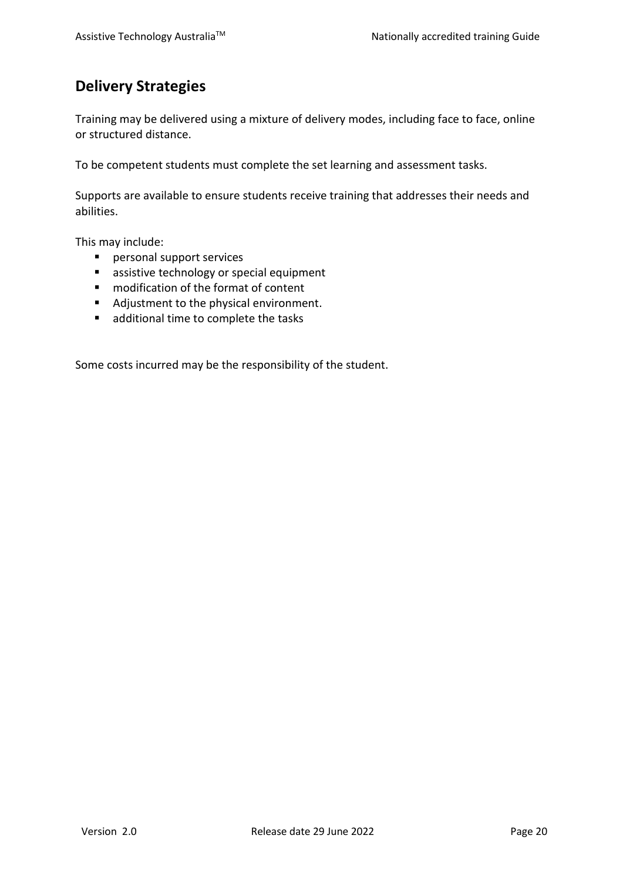## Delivery Strategies

Training may be delivered using a mixture of delivery modes, including face to face, online or structured distance.

To be competent students must complete the set learning and assessment tasks.

Supports are available to ensure students receive training that addresses their needs and abilities.

This may include:

- personal support services
- assistive technology or special equipment
- modification of the format of content
- Adjustment to the physical environment.
- additional time to complete the tasks

Some costs incurred may be the responsibility of the student.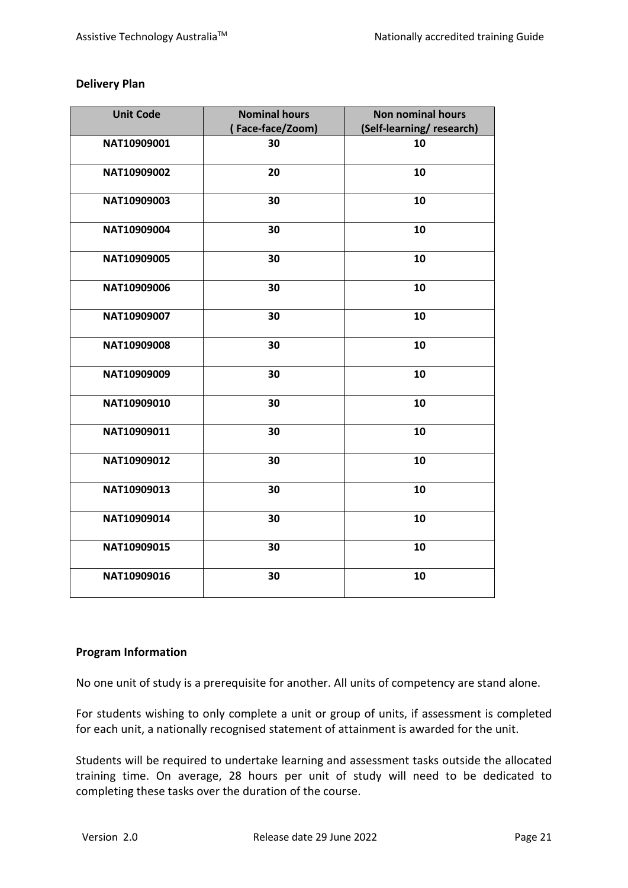**Delivery Plan**

| Unit Code | Nominal hours ( Face-face/Zoom) | Non nominal hours (Self-learning/ research) |
|---|---|---|
| NAT10909001 | 30 | 10 |
| NAT10909002 | 20 | 10 |
| NAT10909003 | 30 | 10 |
| NAT10909004 | 30 | 10 |
| NAT10909005 | 30 | 10 |
| NAT10909006 | 30 | 10 |
| NAT10909007 | 30 | 10 |
| NAT10909008 | 30 | 10 |
| NAT10909009 | 30 | 10 |
| NAT10909010 | 30 | 10 |
| NAT10909011 | 30 | 10 |
| NAT10909012 | 30 | 10 |
| NAT10909013 | 30 | 10 |
| NAT10909014 | 30 | 10 |
| NAT10909015 | 30 | 10 |
| NAT10909016 | 30 | 10 |

**Program Information**

No one unit of study is a prerequisite for another. All units of competency are stand alone.

For students wishing to only complete a unit or group of units, if assessment is completed for each unit, a nationally recognised statement of attainment is awarded for the unit.

Students will be required to undertake learning and assessment tasks outside the allocated training time. On average, 28 hours per unit of study will need to be dedicated to completing these tasks over the duration of the course.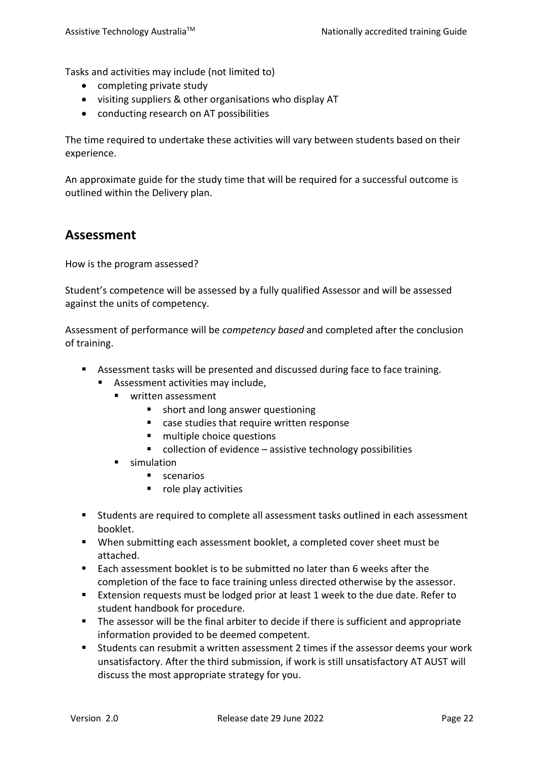Tasks and activities may include (not limited to)

- completing private study
- visiting suppliers & other organisations who display AT
- conducting research on AT possibilities

The time required to undertake these activities will vary between students based on their experience.

An approximate guide for the study time that will be required for a successful outcome is outlined within the Delivery plan.

## Assessment

How is the program assessed?

Student's competence will be assessed by a fully qualified Assessor and will be assessed against the units of competency.

Assessment of performance will be *competency based* and completed after the conclusion of training.

- Assessment tasks will be presented and discussed during face to face training.
  - Assessment activities may include,
    - written assessment
      - short and long answer questioning
      - case studies that require written response
      - multiple choice questions
      - collection of evidence – assistive technology possibilities
    - simulation
      - scenarios
      - role play activities

- Students are required to complete all assessment tasks outlined in each assessment booklet.
- When submitting each assessment booklet, a completed cover sheet must be attached.
- Each assessment booklet is to be submitted no later than 6 weeks after the completion of the face to face training unless directed otherwise by the assessor.
- Extension requests must be lodged prior at least 1 week to the due date. Refer to student handbook for procedure.
- The assessor will be the final arbiter to decide if there is sufficient and appropriate information provided to be deemed competent.
- Students can resubmit a written assessment 2 times if the assessor deems your work unsatisfactory. After the third submission, if work is still unsatisfactory AT AUST will discuss the most appropriate strategy for you.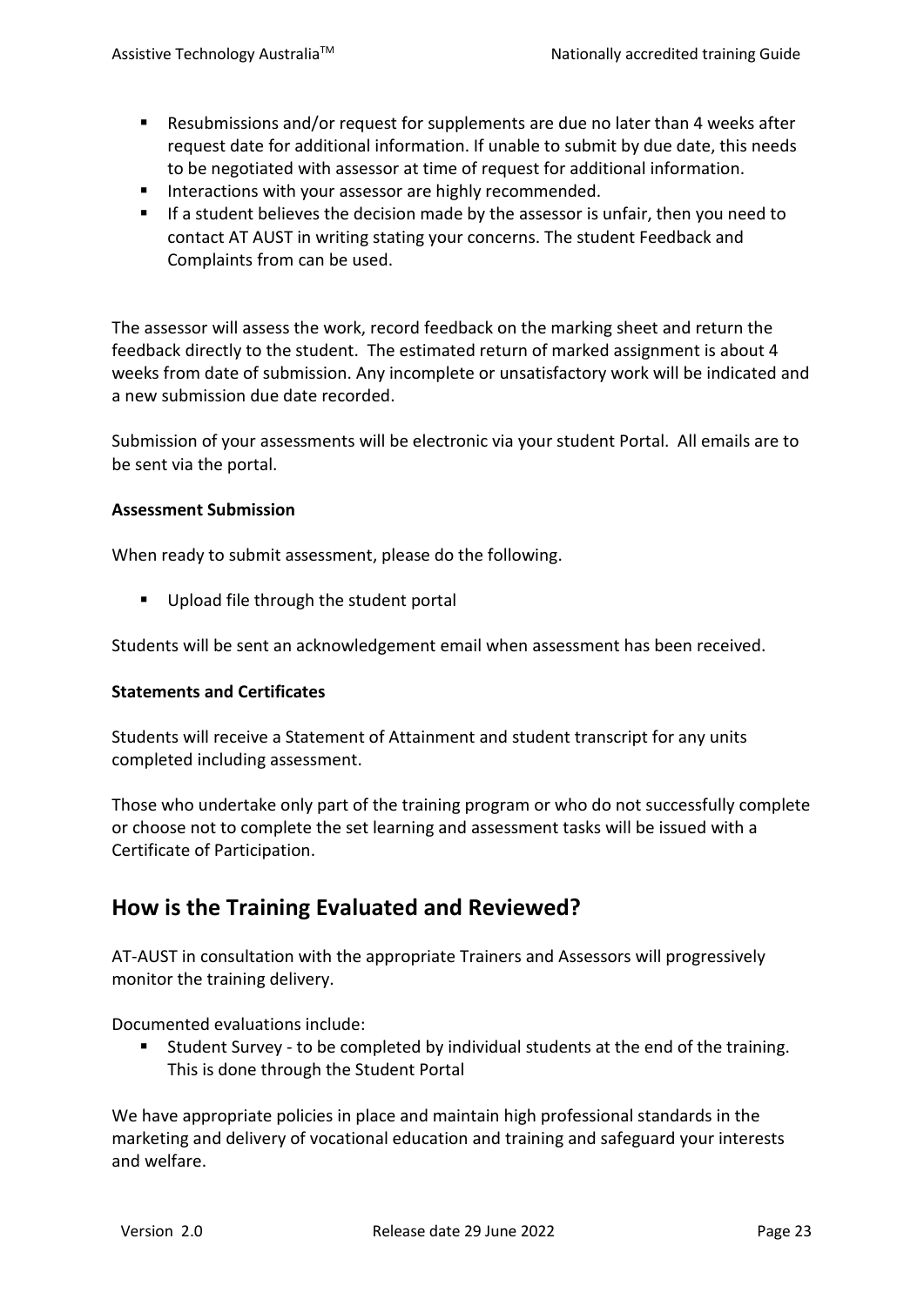- Resubmissions and/or request for supplements are due no later than 4 weeks after request date for additional information. If unable to submit by due date, this needs to be negotiated with assessor at time of request for additional information.
- Interactions with your assessor are highly recommended.
- If a student believes the decision made by the assessor is unfair, then you need to contact AT AUST in writing stating your concerns. The student Feedback and Complaints from can be used.

The assessor will assess the work, record feedback on the marking sheet and return the feedback directly to the student. The estimated return of marked assignment is about 4 weeks from date of submission. Any incomplete or unsatisfactory work will be indicated and a new submission due date recorded.

Submission of your assessments will be electronic via your student Portal. All emails are to be sent via the portal.

**Assessment Submission**

When ready to submit assessment, please do the following.

- Upload file through the student portal

Students will be sent an acknowledgement email when assessment has been received.

**Statements and Certificates**

Students will receive a Statement of Attainment and student transcript for any units completed including assessment.

Those who undertake only part of the training program or who do not successfully complete or choose not to complete the set learning and assessment tasks will be issued with a Certificate of Participation.

## How is the Training Evaluated and Reviewed?

AT-AUST in consultation with the appropriate Trainers and Assessors will progressively monitor the training delivery.

Documented evaluations include:

- Student Survey - to be completed by individual students at the end of the training. This is done through the Student Portal

We have appropriate policies in place and maintain high professional standards in the marketing and delivery of vocational education and training and safeguard your interests and welfare.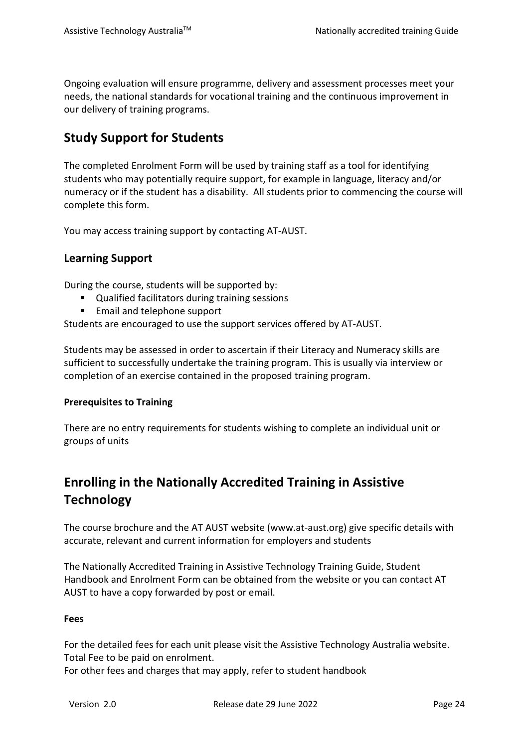Ongoing evaluation will ensure programme, delivery and assessment processes meet your needs, the national standards for vocational training and the continuous improvement in our delivery of training programs.

## Study Support for Students

The completed Enrolment Form will be used by training staff as a tool for identifying students who may potentially require support, for example in language, literacy and/or numeracy or if the student has a disability. All students prior to commencing the course will complete this form.

You may access training support by contacting AT-AUST.

### Learning Support

During the course, students will be supported by:

- Qualified facilitators during training sessions
- Email and telephone support

Students are encouraged to use the support services offered by AT-AUST.

Students may be assessed in order to ascertain if their Literacy and Numeracy skills are sufficient to successfully undertake the training program. This is usually via interview or completion of an exercise contained in the proposed training program.

#### Prerequisites to Training

There are no entry requirements for students wishing to complete an individual unit or groups of units

## Enrolling in the Nationally Accredited Training in Assistive Technology

The course brochure and the AT AUST website (www.at-aust.org) give specific details with accurate, relevant and current information for employers and students

The Nationally Accredited Training in Assistive Technology Training Guide, Student Handbook and Enrolment Form can be obtained from the website or you can contact AT AUST to have a copy forwarded by post or email.

#### Fees

For the detailed fees for each unit please visit the Assistive Technology Australia website.
Total Fee to be paid on enrolment.
For other fees and charges that may apply, refer to student handbook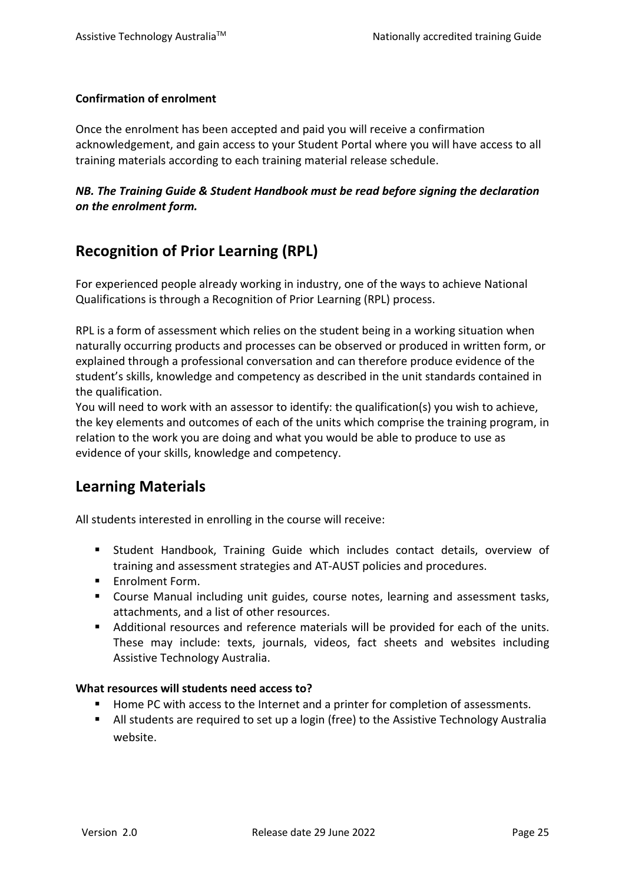**Confirmation of enrolment**

Once the enrolment has been accepted and paid you will receive a confirmation acknowledgement, and gain access to your Student Portal where you will have access to all training materials according to each training material release schedule.

***NB. The Training Guide & Student Handbook must be read before signing the declaration on the enrolment form.***

## Recognition of Prior Learning (RPL)

For experienced people already working in industry, one of the ways to achieve National Qualifications is through a Recognition of Prior Learning (RPL) process.

RPL is a form of assessment which relies on the student being in a working situation when naturally occurring products and processes can be observed or produced in written form, or explained through a professional conversation and can therefore produce evidence of the student's skills, knowledge and competency as described in the unit standards contained in the qualification.

You will need to work with an assessor to identify: the qualification(s) you wish to achieve, the key elements and outcomes of each of the units which comprise the training program, in relation to the work you are doing and what you would be able to produce to use as evidence of your skills, knowledge and competency.

## Learning Materials

All students interested in enrolling in the course will receive:

- Student Handbook, Training Guide which includes contact details, overview of training and assessment strategies and AT-AUST policies and procedures.
- Enrolment Form.
- Course Manual including unit guides, course notes, learning and assessment tasks, attachments, and a list of other resources.
- Additional resources and reference materials will be provided for each of the units. These may include: texts, journals, videos, fact sheets and websites including Assistive Technology Australia.

**What resources will students need access to?**

- Home PC with access to the Internet and a printer for completion of assessments.
- All students are required to set up a login (free) to the Assistive Technology Australia website.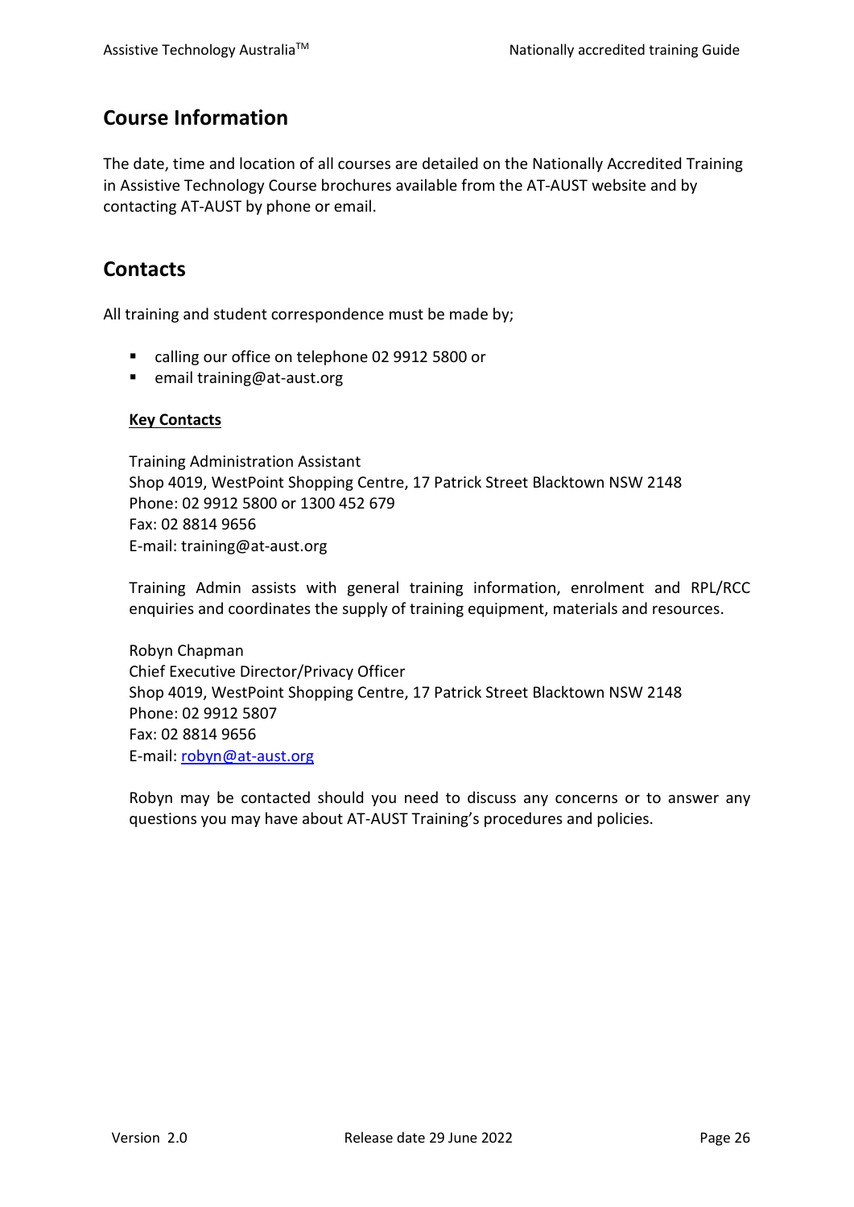## Course Information

The date, time and location of all courses are detailed on the Nationally Accredited Training in Assistive Technology Course brochures available from the AT-AUST website and by contacting AT-AUST by phone or email.

## Contacts

All training and student correspondence must be made by;

- calling our office on telephone 02 9912 5800 or
- email training@at-aust.org

**Key Contacts**

Training Administration Assistant
Shop 4019, WestPoint Shopping Centre, 17 Patrick Street Blacktown NSW 2148
Phone: 02 9912 5800 or 1300 452 679
Fax: 02 8814 9656
E-mail: training@at-aust.org

Training Admin assists with general training information, enrolment and RPL/RCC enquiries and coordinates the supply of training equipment, materials and resources.

Robyn Chapman
Chief Executive Director/Privacy Officer
Shop 4019, WestPoint Shopping Centre, 17 Patrick Street Blacktown NSW 2148
Phone: 02 9912 5807
Fax: 02 8814 9656
E-mail: robyn@at-aust.org

Robyn may be contacted should you need to discuss any concerns or to answer any questions you may have about AT-AUST Training's procedures and policies.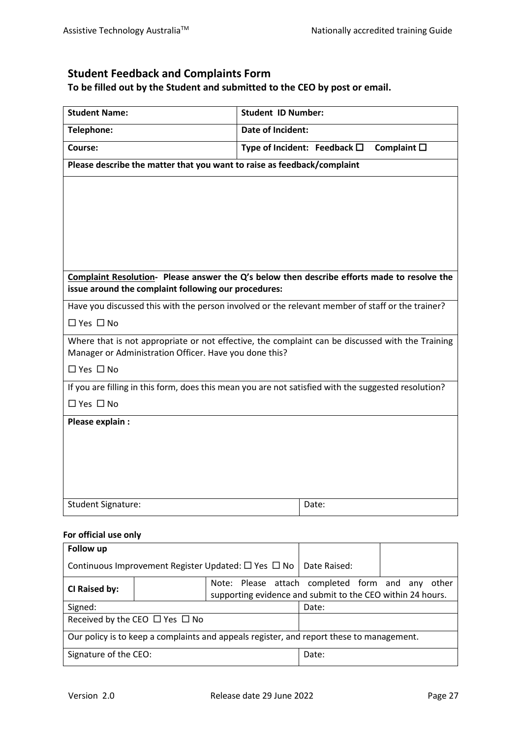## Student Feedback and Complaints Form

**To be filled out by the Student and submitted to the CEO by post or email.**

| | |
|---|---|
| **Student Name:** | **Student ID Number:** |
| **Telephone:** | **Date of Incident:** |
| **Course:** | **Type of Incident: Feedback ☐ Complaint ☐** |
| **Please describe the matter that you want to raise as feedback/complaint** | |
| | |
| **Complaint Resolution- Please answer the Q's below then describe efforts made to resolve the issue around the complaint following our procedures:** | |
| Have you discussed this with the person involved or the relevant member of staff or the trainer?<br>☐ Yes ☐ No | |
| Where that is not appropriate or not effective, the complaint can be discussed with the Training Manager or Administration Officer. Have you done this?<br>☐ Yes ☐ No | |
| If you are filling in this form, does this mean you are not satisfied with the suggested resolution?<br>☐ Yes ☐ No | |
| **Please explain :** | |
| Student Signature: | Date: |

**For official use only**

| | | | |
|---|---|---|---|
| **Follow up**<br>Continuous Improvement Register Updated: ☐ Yes ☐ No | | Date Raised: | |
| **CI Raised by:** | | Note: Please attach completed form and any other supporting evidence and submit to the CEO within 24 hours. | |
| Signed: | | Date: | |
| Received by the CEO ☐ Yes ☐ No | | | |
| Our policy is to keep a complaints and appeals register, and report these to management. | | | |
| Signature of the CEO: | | Date: | |